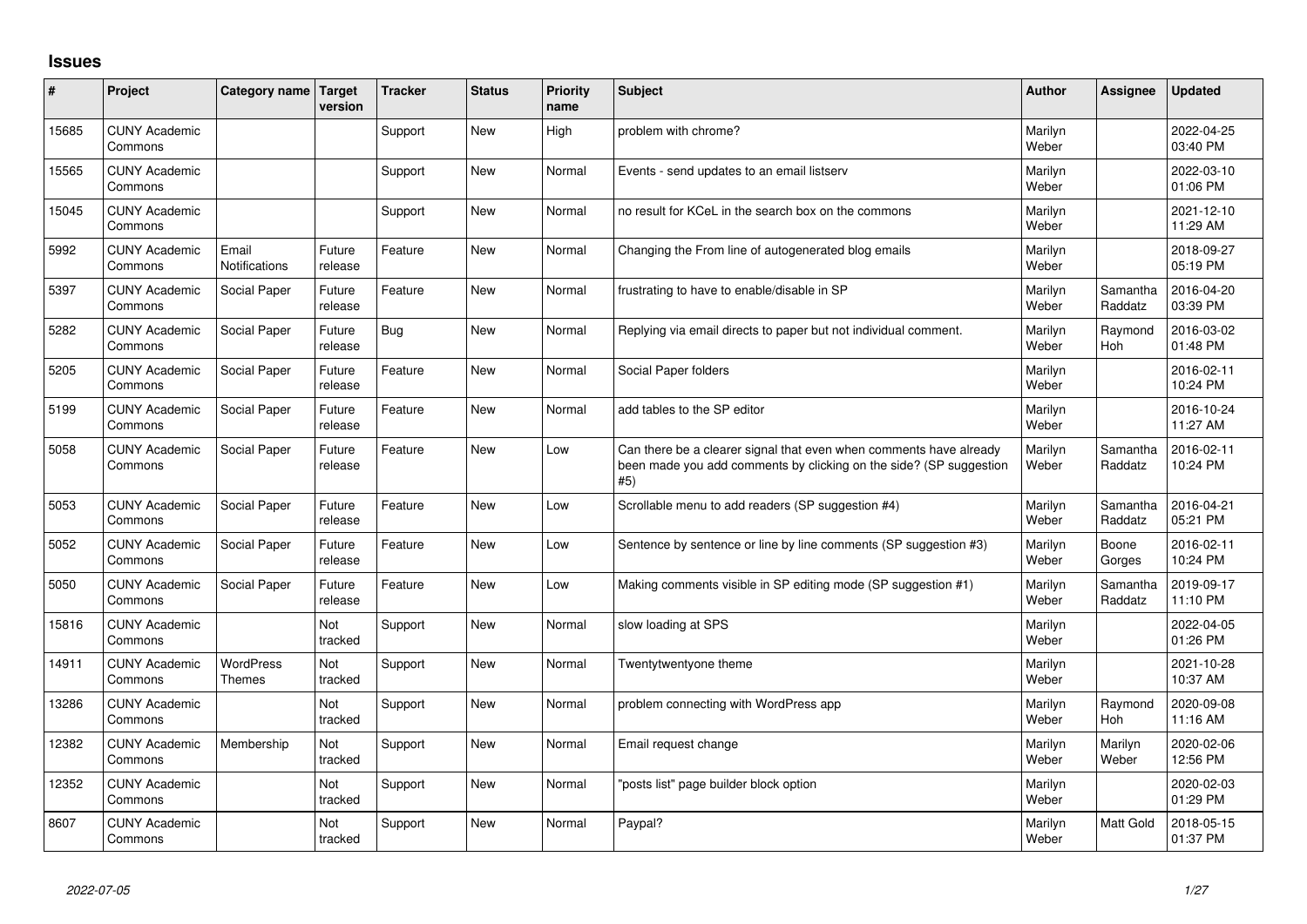## Issues

| # | Project | Category name | Target version | Tracker | Status | Priority name | Subject | Author | Assignee | Updated |
|---|---|---|---|---|---|---|---|---|---|---|
| 15685 | CUNY Academic Commons | | | Support | New | High | problem with chrome? | Marilyn Weber | | 2022-04-25 03:40 PM |
| 15565 | CUNY Academic Commons | | | Support | New | Normal | Events - send updates to an email listserv | Marilyn Weber | | 2022-03-10 01:06 PM |
| 15045 | CUNY Academic Commons | | | Support | New | Normal | no result for KCeL in the search box on the commons | Marilyn Weber | | 2021-12-10 11:29 AM |
| 5992 | CUNY Academic Commons | Email Notifications | Future release | Feature | New | Normal | Changing the From line of autogenerated blog emails | Marilyn Weber | | 2018-09-27 05:19 PM |
| 5397 | CUNY Academic Commons | Social Paper | Future release | Feature | New | Normal | frustrating to have to enable/disable in SP | Marilyn Weber | Samantha Raddatz | 2016-04-20 03:39 PM |
| 5282 | CUNY Academic Commons | Social Paper | Future release | Bug | New | Normal | Replying via email directs to paper but not individual comment. | Marilyn Weber | Raymond Hoh | 2016-03-02 01:48 PM |
| 5205 | CUNY Academic Commons | Social Paper | Future release | Feature | New | Normal | Social Paper folders | Marilyn Weber | | 2016-02-11 10:24 PM |
| 5199 | CUNY Academic Commons | Social Paper | Future release | Feature | New | Normal | add tables to the SP editor | Marilyn Weber | | 2016-10-24 11:27 AM |
| 5058 | CUNY Academic Commons | Social Paper | Future release | Feature | New | Low | Can there be a clearer signal that even when comments have already been made you add comments by clicking on the side? (SP suggestion #5) | Marilyn Weber | Samantha Raddatz | 2016-02-11 10:24 PM |
| 5053 | CUNY Academic Commons | Social Paper | Future release | Feature | New | Low | Scrollable menu to add readers (SP suggestion #4) | Marilyn Weber | Samantha Raddatz | 2016-04-21 05:21 PM |
| 5052 | CUNY Academic Commons | Social Paper | Future release | Feature | New | Low | Sentence by sentence or line by line comments (SP suggestion #3) | Marilyn Weber | Boone Gorges | 2016-02-11 10:24 PM |
| 5050 | CUNY Academic Commons | Social Paper | Future release | Feature | New | Low | Making comments visible in SP editing mode (SP suggestion #1) | Marilyn Weber | Samantha Raddatz | 2019-09-17 11:10 PM |
| 15816 | CUNY Academic Commons | | Not tracked | Support | New | Normal | slow loading at SPS | Marilyn Weber | | 2022-04-05 01:26 PM |
| 14911 | CUNY Academic Commons | WordPress Themes | Not tracked | Support | New | Normal | Twentytwentyone theme | Marilyn Weber | | 2021-10-28 10:37 AM |
| 13286 | CUNY Academic Commons | | Not tracked | Support | New | Normal | problem connecting with WordPress app | Marilyn Weber | Raymond Hoh | 2020-09-08 11:16 AM |
| 12382 | CUNY Academic Commons | Membership | Not tracked | Support | New | Normal | Email request change | Marilyn Weber | Marilyn Weber | 2020-02-06 12:56 PM |
| 12352 | CUNY Academic Commons | | Not tracked | Support | New | Normal | "posts list" page builder block option | Marilyn Weber | | 2020-02-03 01:29 PM |
| 8607 | CUNY Academic Commons | | Not tracked | Support | New | Normal | Paypal? | Marilyn Weber | Matt Gold | 2018-05-15 01:37 PM |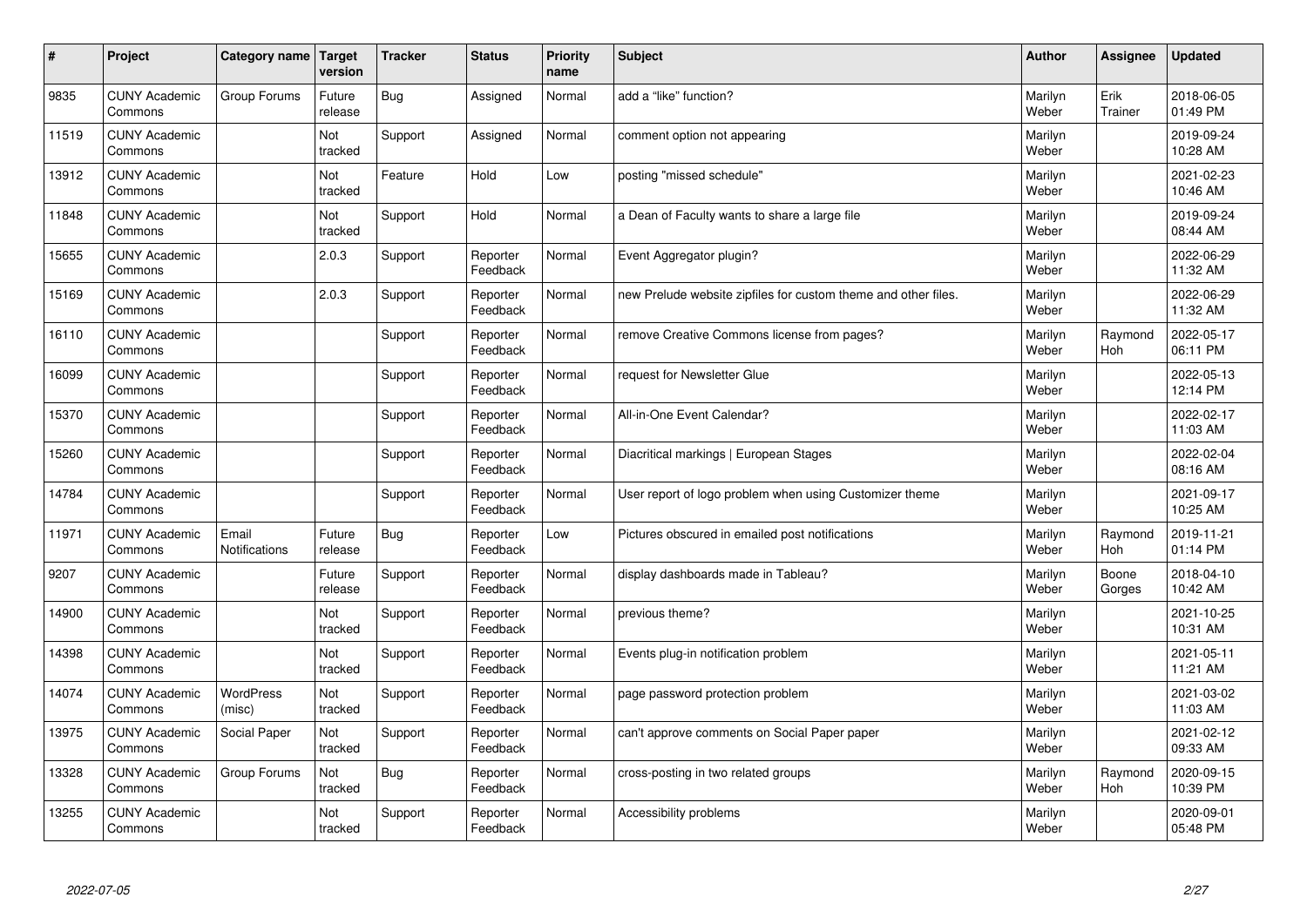| # | Project | Category name | Target version | Tracker | Status | Priority name | Subject | Author | Assignee | Updated |
|---|---|---|---|---|---|---|---|---|---|---|
| 9835 | CUNY Academic Commons | Group Forums | Future release | Bug | Assigned | Normal | add a "like" function? | Marilyn Weber | Erik Trainer | 2018-06-05 01:49 PM |
| 11519 | CUNY Academic Commons | | Not tracked | Support | Assigned | Normal | comment option not appearing | Marilyn Weber | | 2019-09-24 10:28 AM |
| 13912 | CUNY Academic Commons | | Not tracked | Feature | Hold | Low | posting "missed schedule" | Marilyn Weber | | 2021-02-23 10:46 AM |
| 11848 | CUNY Academic Commons | | Not tracked | Support | Hold | Normal | a Dean of Faculty wants to share a large file | Marilyn Weber | | 2019-09-24 08:44 AM |
| 15655 | CUNY Academic Commons | | 2.0.3 | Support | Reporter Feedback | Normal | Event Aggregator plugin? | Marilyn Weber | | 2022-06-29 11:32 AM |
| 15169 | CUNY Academic Commons | | 2.0.3 | Support | Reporter Feedback | Normal | new Prelude website zipfiles for custom theme and other files. | Marilyn Weber | | 2022-06-29 11:32 AM |
| 16110 | CUNY Academic Commons | | | Support | Reporter Feedback | Normal | remove Creative Commons license from pages? | Marilyn Weber | Raymond Hoh | 2022-05-17 06:11 PM |
| 16099 | CUNY Academic Commons | | | Support | Reporter Feedback | Normal | request for Newsletter Glue | Marilyn Weber | | 2022-05-13 12:14 PM |
| 15370 | CUNY Academic Commons | | | Support | Reporter Feedback | Normal | All-in-One Event Calendar? | Marilyn Weber | | 2022-02-17 11:03 AM |
| 15260 | CUNY Academic Commons | | | Support | Reporter Feedback | Normal | Diacritical markings \| European Stages | Marilyn Weber | | 2022-02-04 08:16 AM |
| 14784 | CUNY Academic Commons | | | Support | Reporter Feedback | Normal | User report of logo problem when using Customizer theme | Marilyn Weber | | 2021-09-17 10:25 AM |
| 11971 | CUNY Academic Commons | Email Notifications | Future release | Bug | Reporter Feedback | Low | Pictures obscured in emailed post notifications | Marilyn Weber | Raymond Hoh | 2019-11-21 01:14 PM |
| 9207 | CUNY Academic Commons | | Future release | Support | Reporter Feedback | Normal | display dashboards made in Tableau? | Marilyn Weber | Boone Gorges | 2018-04-10 10:42 AM |
| 14900 | CUNY Academic Commons | | Not tracked | Support | Reporter Feedback | Normal | previous theme? | Marilyn Weber | | 2021-10-25 10:31 AM |
| 14398 | CUNY Academic Commons | | Not tracked | Support | Reporter Feedback | Normal | Events plug-in notification problem | Marilyn Weber | | 2021-05-11 11:21 AM |
| 14074 | CUNY Academic Commons | WordPress (misc) | Not tracked | Support | Reporter Feedback | Normal | page password protection problem | Marilyn Weber | | 2021-03-02 11:03 AM |
| 13975 | CUNY Academic Commons | Social Paper | Not tracked | Support | Reporter Feedback | Normal | can't approve comments on Social Paper paper | Marilyn Weber | | 2021-02-12 09:33 AM |
| 13328 | CUNY Academic Commons | Group Forums | Not tracked | Bug | Reporter Feedback | Normal | cross-posting in two related groups | Marilyn Weber | Raymond Hoh | 2020-09-15 10:39 PM |
| 13255 | CUNY Academic Commons | | Not tracked | Support | Reporter Feedback | Normal | Accessibility problems | Marilyn Weber | | 2020-09-01 05:48 PM |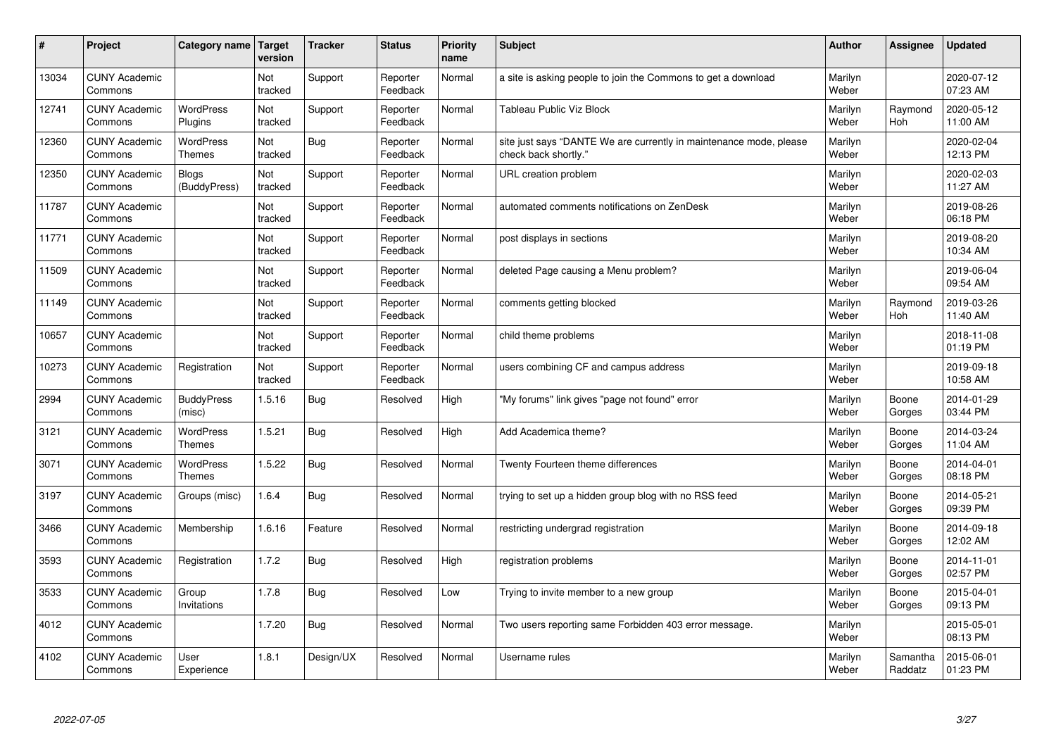| # | Project | Category name | Target version | Tracker | Status | Priority name | Subject | Author | Assignee | Updated |
|---|---|---|---|---|---|---|---|---|---|---|
| 13034 | CUNY Academic Commons | | Not tracked | Support | Reporter Feedback | Normal | a site is asking people to join the Commons to get a download | Marilyn Weber | | 2020-07-12 07:23 AM |
| 12741 | CUNY Academic Commons | WordPress Plugins | Not tracked | Support | Reporter Feedback | Normal | Tableau Public Viz Block | Marilyn Weber | Raymond Hoh | 2020-05-12 11:00 AM |
| 12360 | CUNY Academic Commons | WordPress Themes | Not tracked | Bug | Reporter Feedback | Normal | site just says "DANTE We are currently in maintenance mode, please check back shortly." | Marilyn Weber | | 2020-02-04 12:13 PM |
| 12350 | CUNY Academic Commons | Blogs (BuddyPress) | Not tracked | Support | Reporter Feedback | Normal | URL creation problem | Marilyn Weber | | 2020-02-03 11:27 AM |
| 11787 | CUNY Academic Commons | | Not tracked | Support | Reporter Feedback | Normal | automated comments notifications on ZenDesk | Marilyn Weber | | 2019-08-26 06:18 PM |
| 11771 | CUNY Academic Commons | | Not tracked | Support | Reporter Feedback | Normal | post displays in sections | Marilyn Weber | | 2019-08-20 10:34 AM |
| 11509 | CUNY Academic Commons | | Not tracked | Support | Reporter Feedback | Normal | deleted Page causing a Menu problem? | Marilyn Weber | | 2019-06-04 09:54 AM |
| 11149 | CUNY Academic Commons | | Not tracked | Support | Reporter Feedback | Normal | comments getting blocked | Marilyn Weber | Raymond Hoh | 2019-03-26 11:40 AM |
| 10657 | CUNY Academic Commons | | Not tracked | Support | Reporter Feedback | Normal | child theme problems | Marilyn Weber | | 2018-11-08 01:19 PM |
| 10273 | CUNY Academic Commons | Registration | Not tracked | Support | Reporter Feedback | Normal | users combining CF and campus address | Marilyn Weber | | 2019-09-18 10:58 AM |
| 2994 | CUNY Academic Commons | BuddyPress (misc) | 1.5.16 | Bug | Resolved | High | "My forums" link gives "page not found" error | Marilyn Weber | Boone Gorges | 2014-01-29 03:44 PM |
| 3121 | CUNY Academic Commons | WordPress Themes | 1.5.21 | Bug | Resolved | High | Add Academica theme? | Marilyn Weber | Boone Gorges | 2014-03-24 11:04 AM |
| 3071 | CUNY Academic Commons | WordPress Themes | 1.5.22 | Bug | Resolved | Normal | Twenty Fourteen theme differences | Marilyn Weber | Boone Gorges | 2014-04-01 08:18 PM |
| 3197 | CUNY Academic Commons | Groups (misc) | 1.6.4 | Bug | Resolved | Normal | trying to set up a hidden group blog with no RSS feed | Marilyn Weber | Boone Gorges | 2014-05-21 09:39 PM |
| 3466 | CUNY Academic Commons | Membership | 1.6.16 | Feature | Resolved | Normal | restricting undergrad registration | Marilyn Weber | Boone Gorges | 2014-09-18 12:02 AM |
| 3593 | CUNY Academic Commons | Registration | 1.7.2 | Bug | Resolved | High | registration problems | Marilyn Weber | Boone Gorges | 2014-11-01 02:57 PM |
| 3533 | CUNY Academic Commons | Group Invitations | 1.7.8 | Bug | Resolved | Low | Trying to invite member to a new group | Marilyn Weber | Boone Gorges | 2015-04-01 09:13 PM |
| 4012 | CUNY Academic Commons | | 1.7.20 | Bug | Resolved | Normal | Two users reporting same Forbidden 403 error message. | Marilyn Weber | | 2015-05-01 08:13 PM |
| 4102 | CUNY Academic Commons | User Experience | 1.8.1 | Design/UX | Resolved | Normal | Username rules | Marilyn Weber | Samantha Raddatz | 2015-06-01 01:23 PM |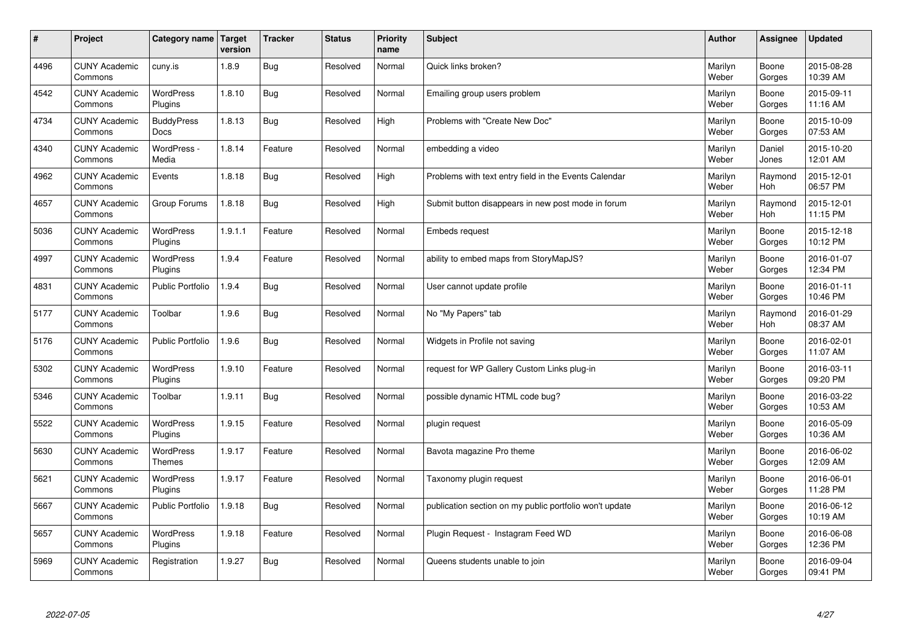| # | Project | Category name | Target version | Tracker | Status | Priority name | Subject | Author | Assignee | Updated |
|---|---|---|---|---|---|---|---|---|---|---|
| 4496 | CUNY Academic Commons | cuny.is | 1.8.9 | Bug | Resolved | Normal | Quick links broken? | Marilyn Weber | Boone Gorges | 2015-08-28 10:39 AM |
| 4542 | CUNY Academic Commons | WordPress Plugins | 1.8.10 | Bug | Resolved | Normal | Emailing group users problem | Marilyn Weber | Boone Gorges | 2015-09-11 11:16 AM |
| 4734 | CUNY Academic Commons | BuddyPress Docs | 1.8.13 | Bug | Resolved | High | Problems with "Create New Doc" | Marilyn Weber | Boone Gorges | 2015-10-09 07:53 AM |
| 4340 | CUNY Academic Commons | WordPress - Media | 1.8.14 | Feature | Resolved | Normal | embedding a video | Marilyn Weber | Daniel Jones | 2015-10-20 12:01 AM |
| 4962 | CUNY Academic Commons | Events | 1.8.18 | Bug | Resolved | High | Problems with text entry field in the Events Calendar | Marilyn Weber | Raymond Hoh | 2015-12-01 06:57 PM |
| 4657 | CUNY Academic Commons | Group Forums | 1.8.18 | Bug | Resolved | High | Submit button disappears in new post mode in forum | Marilyn Weber | Raymond Hoh | 2015-12-01 11:15 PM |
| 5036 | CUNY Academic Commons | WordPress Plugins | 1.9.1.1 | Feature | Resolved | Normal | Embeds request | Marilyn Weber | Boone Gorges | 2015-12-18 10:12 PM |
| 4997 | CUNY Academic Commons | WordPress Plugins | 1.9.4 | Feature | Resolved | Normal | ability to embed maps from StoryMapJS? | Marilyn Weber | Boone Gorges | 2016-01-07 12:34 PM |
| 4831 | CUNY Academic Commons | Public Portfolio | 1.9.4 | Bug | Resolved | Normal | User cannot update profile | Marilyn Weber | Boone Gorges | 2016-01-11 10:46 PM |
| 5177 | CUNY Academic Commons | Toolbar | 1.9.6 | Bug | Resolved | Normal | No "My Papers" tab | Marilyn Weber | Raymond Hoh | 2016-01-29 08:37 AM |
| 5176 | CUNY Academic Commons | Public Portfolio | 1.9.6 | Bug | Resolved | Normal | Widgets in Profile not saving | Marilyn Weber | Boone Gorges | 2016-02-01 11:07 AM |
| 5302 | CUNY Academic Commons | WordPress Plugins | 1.9.10 | Feature | Resolved | Normal | request for WP Gallery Custom Links plug-in | Marilyn Weber | Boone Gorges | 2016-03-11 09:20 PM |
| 5346 | CUNY Academic Commons | Toolbar | 1.9.11 | Bug | Resolved | Normal | possible dynamic HTML code bug? | Marilyn Weber | Boone Gorges | 2016-03-22 10:53 AM |
| 5522 | CUNY Academic Commons | WordPress Plugins | 1.9.15 | Feature | Resolved | Normal | plugin request | Marilyn Weber | Boone Gorges | 2016-05-09 10:36 AM |
| 5630 | CUNY Academic Commons | WordPress Themes | 1.9.17 | Feature | Resolved | Normal | Bavota magazine Pro theme | Marilyn Weber | Boone Gorges | 2016-06-02 12:09 AM |
| 5621 | CUNY Academic Commons | WordPress Plugins | 1.9.17 | Feature | Resolved | Normal | Taxonomy plugin request | Marilyn Weber | Boone Gorges | 2016-06-01 11:28 PM |
| 5667 | CUNY Academic Commons | Public Portfolio | 1.9.18 | Bug | Resolved | Normal | publication section on my public portfolio won't update | Marilyn Weber | Boone Gorges | 2016-06-12 10:19 AM |
| 5657 | CUNY Academic Commons | WordPress Plugins | 1.9.18 | Feature | Resolved | Normal | Plugin Request - Instagram Feed WD | Marilyn Weber | Boone Gorges | 2016-06-08 12:36 PM |
| 5969 | CUNY Academic Commons | Registration | 1.9.27 | Bug | Resolved | Normal | Queens students unable to join | Marilyn Weber | Boone Gorges | 2016-09-04 09:41 PM |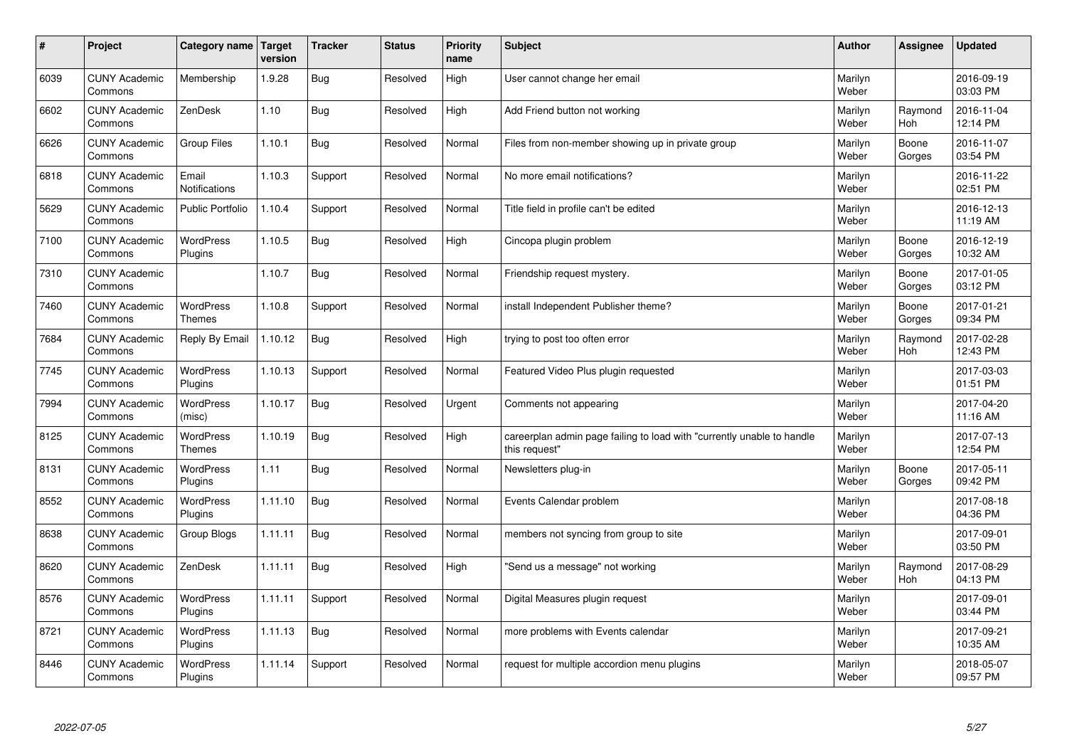| # | Project | Category name | Target version | Tracker | Status | Priority name | Subject | Author | Assignee | Updated |
|---|---|---|---|---|---|---|---|---|---|---|
| 6039 | CUNY Academic Commons | Membership | 1.9.28 | Bug | Resolved | High | User cannot change her email | Marilyn Weber | | 2016-09-19 03:03 PM |
| 6602 | CUNY Academic Commons | ZenDesk | 1.10 | Bug | Resolved | High | Add Friend button not working | Marilyn Weber | Raymond Hoh | 2016-11-04 12:14 PM |
| 6626 | CUNY Academic Commons | Group Files | 1.10.1 | Bug | Resolved | Normal | Files from non-member showing up in private group | Marilyn Weber | Boone Gorges | 2016-11-07 03:54 PM |
| 6818 | CUNY Academic Commons | Email Notifications | 1.10.3 | Support | Resolved | Normal | No more email notifications? | Marilyn Weber | | 2016-11-22 02:51 PM |
| 5629 | CUNY Academic Commons | Public Portfolio | 1.10.4 | Support | Resolved | Normal | Title field in profile can't be edited | Marilyn Weber | | 2016-12-13 11:19 AM |
| 7100 | CUNY Academic Commons | WordPress Plugins | 1.10.5 | Bug | Resolved | High | Cincopa plugin problem | Marilyn Weber | Boone Gorges | 2016-12-19 10:32 AM |
| 7310 | CUNY Academic Commons | | 1.10.7 | Bug | Resolved | Normal | Friendship request mystery. | Marilyn Weber | Boone Gorges | 2017-01-05 03:12 PM |
| 7460 | CUNY Academic Commons | WordPress Themes | 1.10.8 | Support | Resolved | Normal | install Independent Publisher theme? | Marilyn Weber | Boone Gorges | 2017-01-21 09:34 PM |
| 7684 | CUNY Academic Commons | Reply By Email | 1.10.12 | Bug | Resolved | High | trying to post too often error | Marilyn Weber | Raymond Hoh | 2017-02-28 12:43 PM |
| 7745 | CUNY Academic Commons | WordPress Plugins | 1.10.13 | Support | Resolved | Normal | Featured Video Plus plugin requested | Marilyn Weber | | 2017-03-03 01:51 PM |
| 7994 | CUNY Academic Commons | WordPress (misc) | 1.10.17 | Bug | Resolved | Urgent | Comments not appearing | Marilyn Weber | | 2017-04-20 11:16 AM |
| 8125 | CUNY Academic Commons | WordPress Themes | 1.10.19 | Bug | Resolved | High | careerplan admin page failing to load with "currently unable to handle this request" | Marilyn Weber | | 2017-07-13 12:54 PM |
| 8131 | CUNY Academic Commons | WordPress Plugins | 1.11 | Bug | Resolved | Normal | Newsletters plug-in | Marilyn Weber | Boone Gorges | 2017-05-11 09:42 PM |
| 8552 | CUNY Academic Commons | WordPress Plugins | 1.11.10 | Bug | Resolved | Normal | Events Calendar problem | Marilyn Weber | | 2017-08-18 04:36 PM |
| 8638 | CUNY Academic Commons | Group Blogs | 1.11.11 | Bug | Resolved | Normal | members not syncing from group to site | Marilyn Weber | | 2017-09-01 03:50 PM |
| 8620 | CUNY Academic Commons | ZenDesk | 1.11.11 | Bug | Resolved | High | "Send us a message" not working | Marilyn Weber | Raymond Hoh | 2017-08-29 04:13 PM |
| 8576 | CUNY Academic Commons | WordPress Plugins | 1.11.11 | Support | Resolved | Normal | Digital Measures plugin request | Marilyn Weber | | 2017-09-01 03:44 PM |
| 8721 | CUNY Academic Commons | WordPress Plugins | 1.11.13 | Bug | Resolved | Normal | more problems with Events calendar | Marilyn Weber | | 2017-09-21 10:35 AM |
| 8446 | CUNY Academic Commons | WordPress Plugins | 1.11.14 | Support | Resolved | Normal | request for multiple accordion menu plugins | Marilyn Weber | | 2018-05-07 09:57 PM |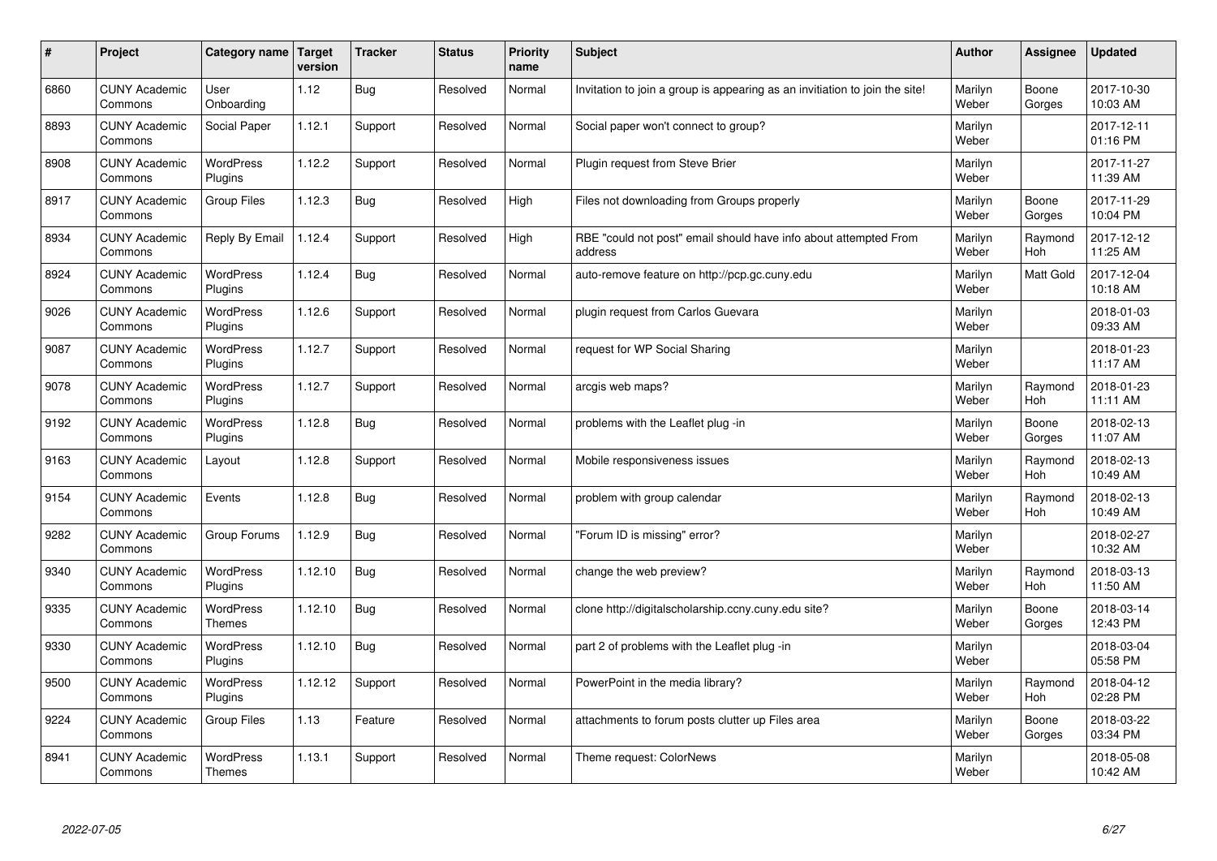| # | Project | Category name | Target version | Tracker | Status | Priority name | Subject | Author | Assignee | Updated |
|---|---|---|---|---|---|---|---|---|---|---|
| 6860 | CUNY Academic Commons | User Onboarding | 1.12 | Bug | Resolved | Normal | Invitation to join a group is appearing as an invitiation to join the site! | Marilyn Weber | Boone Gorges | 2017-10-30 10:03 AM |
| 8893 | CUNY Academic Commons | Social Paper | 1.12.1 | Support | Resolved | Normal | Social paper won't connect to group? | Marilyn Weber | | 2017-12-11 01:16 PM |
| 8908 | CUNY Academic Commons | WordPress Plugins | 1.12.2 | Support | Resolved | Normal | Plugin request from Steve Brier | Marilyn Weber | | 2017-11-27 11:39 AM |
| 8917 | CUNY Academic Commons | Group Files | 1.12.3 | Bug | Resolved | High | Files not downloading from Groups properly | Marilyn Weber | Boone Gorges | 2017-11-29 10:04 PM |
| 8934 | CUNY Academic Commons | Reply By Email | 1.12.4 | Support | Resolved | High | RBE "could not post" email should have info about attempted From address | Marilyn Weber | Raymond Hoh | 2017-12-12 11:25 AM |
| 8924 | CUNY Academic Commons | WordPress Plugins | 1.12.4 | Bug | Resolved | Normal | auto-remove feature on http://pcp.gc.cuny.edu | Marilyn Weber | Matt Gold | 2017-12-04 10:18 AM |
| 9026 | CUNY Academic Commons | WordPress Plugins | 1.12.6 | Support | Resolved | Normal | plugin request from Carlos Guevara | Marilyn Weber | | 2018-01-03 09:33 AM |
| 9087 | CUNY Academic Commons | WordPress Plugins | 1.12.7 | Support | Resolved | Normal | request for WP Social Sharing | Marilyn Weber | | 2018-01-23 11:17 AM |
| 9078 | CUNY Academic Commons | WordPress Plugins | 1.12.7 | Support | Resolved | Normal | arcgis web maps? | Marilyn Weber | Raymond Hoh | 2018-01-23 11:11 AM |
| 9192 | CUNY Academic Commons | WordPress Plugins | 1.12.8 | Bug | Resolved | Normal | problems with the Leaflet plug -in | Marilyn Weber | Boone Gorges | 2018-02-13 11:07 AM |
| 9163 | CUNY Academic Commons | Layout | 1.12.8 | Support | Resolved | Normal | Mobile responsiveness issues | Marilyn Weber | Raymond Hoh | 2018-02-13 10:49 AM |
| 9154 | CUNY Academic Commons | Events | 1.12.8 | Bug | Resolved | Normal | problem with group calendar | Marilyn Weber | Raymond Hoh | 2018-02-13 10:49 AM |
| 9282 | CUNY Academic Commons | Group Forums | 1.12.9 | Bug | Resolved | Normal | "Forum ID is missing" error? | Marilyn Weber | | 2018-02-27 10:32 AM |
| 9340 | CUNY Academic Commons | WordPress Plugins | 1.12.10 | Bug | Resolved | Normal | change the web preview? | Marilyn Weber | Raymond Hoh | 2018-03-13 11:50 AM |
| 9335 | CUNY Academic Commons | WordPress Themes | 1.12.10 | Bug | Resolved | Normal | clone http://digitalscholarship.ccny.cuny.edu site? | Marilyn Weber | Boone Gorges | 2018-03-14 12:43 PM |
| 9330 | CUNY Academic Commons | WordPress Plugins | 1.12.10 | Bug | Resolved | Normal | part 2 of problems with the Leaflet plug -in | Marilyn Weber | | 2018-03-04 05:58 PM |
| 9500 | CUNY Academic Commons | WordPress Plugins | 1.12.12 | Support | Resolved | Normal | PowerPoint in the media library? | Marilyn Weber | Raymond Hoh | 2018-04-12 02:28 PM |
| 9224 | CUNY Academic Commons | Group Files | 1.13 | Feature | Resolved | Normal | attachments to forum posts clutter up Files area | Marilyn Weber | Boone Gorges | 2018-03-22 03:34 PM |
| 8941 | CUNY Academic Commons | WordPress Themes | 1.13.1 | Support | Resolved | Normal | Theme request: ColorNews | Marilyn Weber | | 2018-05-08 10:42 AM |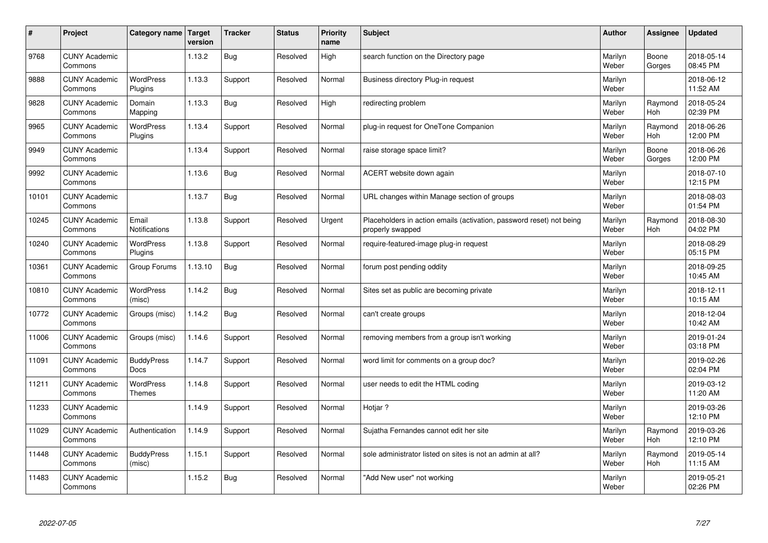| # | Project | Category name | Target version | Tracker | Status | Priority name | Subject | Author | Assignee | Updated |
|---|---|---|---|---|---|---|---|---|---|---|
| 9768 | CUNY Academic Commons | | 1.13.2 | Bug | Resolved | High | search function on the Directory page | Marilyn Weber | Boone Gorges | 2018-05-14 08:45 PM |
| 9888 | CUNY Academic Commons | WordPress Plugins | 1.13.3 | Support | Resolved | Normal | Business directory Plug-in request | Marilyn Weber | | 2018-06-12 11:52 AM |
| 9828 | CUNY Academic Commons | Domain Mapping | 1.13.3 | Bug | Resolved | High | redirecting problem | Marilyn Weber | Raymond Hoh | 2018-05-24 02:39 PM |
| 9965 | CUNY Academic Commons | WordPress Plugins | 1.13.4 | Support | Resolved | Normal | plug-in request for OneTone Companion | Marilyn Weber | Raymond Hoh | 2018-06-26 12:00 PM |
| 9949 | CUNY Academic Commons | | 1.13.4 | Support | Resolved | Normal | raise storage space limit? | Marilyn Weber | Boone Gorges | 2018-06-26 12:00 PM |
| 9992 | CUNY Academic Commons | | 1.13.6 | Bug | Resolved | Normal | ACERT website down again | Marilyn Weber | | 2018-07-10 12:15 PM |
| 10101 | CUNY Academic Commons | | 1.13.7 | Bug | Resolved | Normal | URL changes within Manage section of groups | Marilyn Weber | | 2018-08-03 01:54 PM |
| 10245 | CUNY Academic Commons | Email Notifications | 1.13.8 | Support | Resolved | Urgent | Placeholders in action emails (activation, password reset) not being properly swapped | Marilyn Weber | Raymond Hoh | 2018-08-30 04:02 PM |
| 10240 | CUNY Academic Commons | WordPress Plugins | 1.13.8 | Support | Resolved | Normal | require-featured-image plug-in request | Marilyn Weber | | 2018-08-29 05:15 PM |
| 10361 | CUNY Academic Commons | Group Forums | 1.13.10 | Bug | Resolved | Normal | forum post pending oddity | Marilyn Weber | | 2018-09-25 10:45 AM |
| 10810 | CUNY Academic Commons | WordPress (misc) | 1.14.2 | Bug | Resolved | Normal | Sites set as public are becoming private | Marilyn Weber | | 2018-12-11 10:15 AM |
| 10772 | CUNY Academic Commons | Groups (misc) | 1.14.2 | Bug | Resolved | Normal | can't create groups | Marilyn Weber | | 2018-12-04 10:42 AM |
| 11006 | CUNY Academic Commons | Groups (misc) | 1.14.6 | Support | Resolved | Normal | removing members from a group isn't working | Marilyn Weber | | 2019-01-24 03:18 PM |
| 11091 | CUNY Academic Commons | BuddyPress Docs | 1.14.7 | Support | Resolved | Normal | word limit for comments on a group doc? | Marilyn Weber | | 2019-02-26 02:04 PM |
| 11211 | CUNY Academic Commons | WordPress Themes | 1.14.8 | Support | Resolved | Normal | user needs to edit the HTML coding | Marilyn Weber | | 2019-03-12 11:20 AM |
| 11233 | CUNY Academic Commons | | 1.14.9 | Support | Resolved | Normal | Hotjar ? | Marilyn Weber | | 2019-03-26 12:10 PM |
| 11029 | CUNY Academic Commons | Authentication | 1.14.9 | Support | Resolved | Normal | Sujatha Fernandes cannot edit her site | Marilyn Weber | Raymond Hoh | 2019-03-26 12:10 PM |
| 11448 | CUNY Academic Commons | BuddyPress (misc) | 1.15.1 | Support | Resolved | Normal | sole administrator listed on sites is not an admin at all? | Marilyn Weber | Raymond Hoh | 2019-05-14 11:15 AM |
| 11483 | CUNY Academic Commons | | 1.15.2 | Bug | Resolved | Normal | "Add New user" not working | Marilyn Weber | | 2019-05-21 02:26 PM |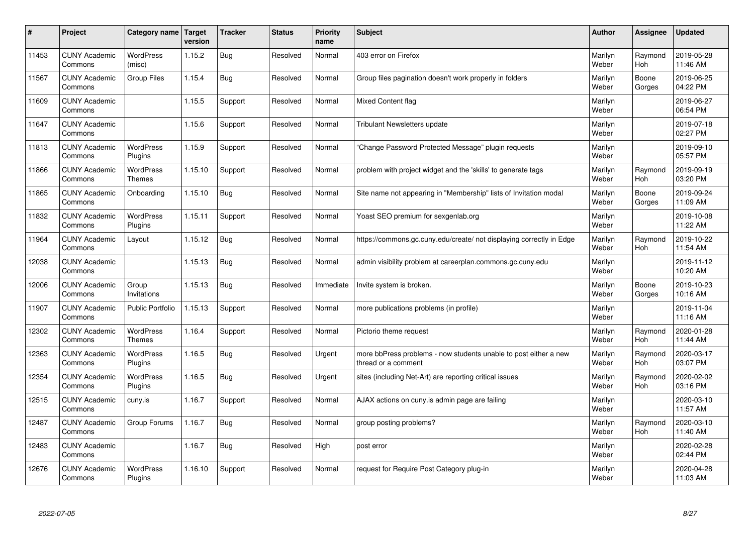| # | Project | Category name | Target version | Tracker | Status | Priority name | Subject | Author | Assignee | Updated |
|---|---|---|---|---|---|---|---|---|---|---|
| 11453 | CUNY Academic Commons | WordPress (misc) | 1.15.2 | Bug | Resolved | Normal | 403 error on Firefox | Marilyn Weber | Raymond Hoh | 2019-05-28 11:46 AM |
| 11567 | CUNY Academic Commons | Group Files | 1.15.4 | Bug | Resolved | Normal | Group files pagination doesn't work properly in folders | Marilyn Weber | Boone Gorges | 2019-06-25 04:22 PM |
| 11609 | CUNY Academic Commons | | 1.15.5 | Support | Resolved | Normal | Mixed Content flag | Marilyn Weber | | 2019-06-27 06:54 PM |
| 11647 | CUNY Academic Commons | | 1.15.6 | Support | Resolved | Normal | Tribulant Newsletters update | Marilyn Weber | | 2019-07-18 02:27 PM |
| 11813 | CUNY Academic Commons | WordPress Plugins | 1.15.9 | Support | Resolved | Normal | "Change Password Protected Message" plugin requests | Marilyn Weber | | 2019-09-10 05:57 PM |
| 11866 | CUNY Academic Commons | WordPress Themes | 1.15.10 | Support | Resolved | Normal | problem with project widget and the 'skills' to generate tags | Marilyn Weber | Raymond Hoh | 2019-09-19 03:20 PM |
| 11865 | CUNY Academic Commons | Onboarding | 1.15.10 | Bug | Resolved | Normal | Site name not appearing in "Membership" lists of Invitation modal | Marilyn Weber | Boone Gorges | 2019-09-24 11:09 AM |
| 11832 | CUNY Academic Commons | WordPress Plugins | 1.15.11 | Support | Resolved | Normal | Yoast SEO premium for sexgenlab.org | Marilyn Weber | | 2019-10-08 11:22 AM |
| 11964 | CUNY Academic Commons | Layout | 1.15.12 | Bug | Resolved | Normal | https://commons.gc.cuny.edu/create/ not displaying correctly in Edge | Marilyn Weber | Raymond Hoh | 2019-10-22 11:54 AM |
| 12038 | CUNY Academic Commons | | 1.15.13 | Bug | Resolved | Normal | admin visibility problem at careerplan.commons.gc.cuny.edu | Marilyn Weber | | 2019-11-12 10:20 AM |
| 12006 | CUNY Academic Commons | Group Invitations | 1.15.13 | Bug | Resolved | Immediate | Invite system is broken. | Marilyn Weber | Boone Gorges | 2019-10-23 10:16 AM |
| 11907 | CUNY Academic Commons | Public Portfolio | 1.15.13 | Support | Resolved | Normal | more publications problems (in profile) | Marilyn Weber | | 2019-11-04 11:16 AM |
| 12302 | CUNY Academic Commons | WordPress Themes | 1.16.4 | Support | Resolved | Normal | Pictorio theme request | Marilyn Weber | Raymond Hoh | 2020-01-28 11:44 AM |
| 12363 | CUNY Academic Commons | WordPress Plugins | 1.16.5 | Bug | Resolved | Urgent | more bbPress problems - now students unable to post either a new thread or a comment | Marilyn Weber | Raymond Hoh | 2020-03-17 03:07 PM |
| 12354 | CUNY Academic Commons | WordPress Plugins | 1.16.5 | Bug | Resolved | Urgent | sites (including Net-Art) are reporting critical issues | Marilyn Weber | Raymond Hoh | 2020-02-02 03:16 PM |
| 12515 | CUNY Academic Commons | cuny.is | 1.16.7 | Support | Resolved | Normal | AJAX actions on cuny.is admin page are failing | Marilyn Weber | | 2020-03-10 11:57 AM |
| 12487 | CUNY Academic Commons | Group Forums | 1.16.7 | Bug | Resolved | Normal | group posting problems? | Marilyn Weber | Raymond Hoh | 2020-03-10 11:40 AM |
| 12483 | CUNY Academic Commons | | 1.16.7 | Bug | Resolved | High | post error | Marilyn Weber | | 2020-02-28 02:44 PM |
| 12676 | CUNY Academic Commons | WordPress Plugins | 1.16.10 | Support | Resolved | Normal | request for Require Post Category plug-in | Marilyn Weber | | 2020-04-28 11:03 AM |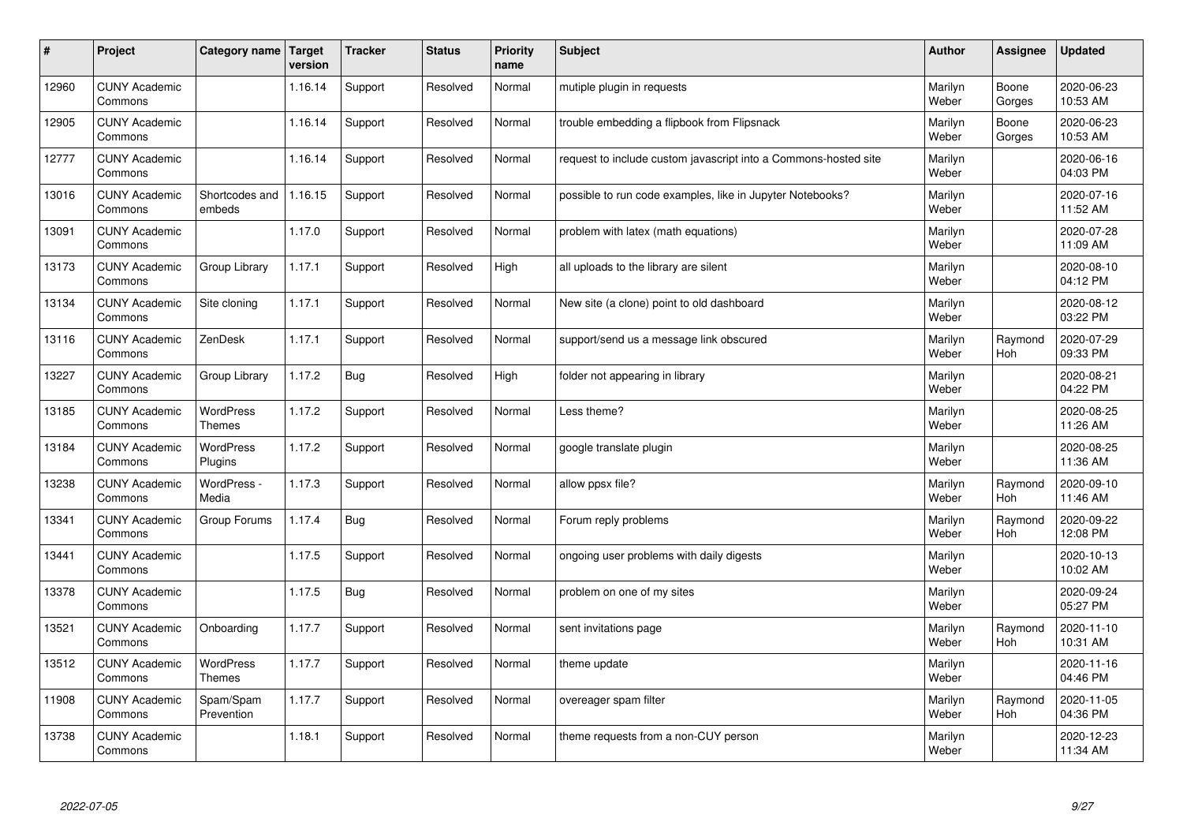| # | Project | Category name | Target version | Tracker | Status | Priority name | Subject | Author | Assignee | Updated |
|---|---|---|---|---|---|---|---|---|---|---|
| 12960 | CUNY Academic Commons | | 1.16.14 | Support | Resolved | Normal | mutiple plugin in requests | Marilyn Weber | Boone Gorges | 2020-06-23 10:53 AM |
| 12905 | CUNY Academic Commons | | 1.16.14 | Support | Resolved | Normal | trouble embedding a flipbook from Flipsnack | Marilyn Weber | Boone Gorges | 2020-06-23 10:53 AM |
| 12777 | CUNY Academic Commons | | 1.16.14 | Support | Resolved | Normal | request to include custom javascript into a Commons-hosted site | Marilyn Weber | | 2020-06-16 04:03 PM |
| 13016 | CUNY Academic Commons | Shortcodes and embeds | 1.16.15 | Support | Resolved | Normal | possible to run code examples, like in Jupyter Notebooks? | Marilyn Weber | | 2020-07-16 11:52 AM |
| 13091 | CUNY Academic Commons | | 1.17.0 | Support | Resolved | Normal | problem with latex (math equations) | Marilyn Weber | | 2020-07-28 11:09 AM |
| 13173 | CUNY Academic Commons | Group Library | 1.17.1 | Support | Resolved | High | all uploads to the library are silent | Marilyn Weber | | 2020-08-10 04:12 PM |
| 13134 | CUNY Academic Commons | Site cloning | 1.17.1 | Support | Resolved | Normal | New site (a clone) point to old dashboard | Marilyn Weber | | 2020-08-12 03:22 PM |
| 13116 | CUNY Academic Commons | ZenDesk | 1.17.1 | Support | Resolved | Normal | support/send us a message link obscured | Marilyn Weber | Raymond Hoh | 2020-07-29 09:33 PM |
| 13227 | CUNY Academic Commons | Group Library | 1.17.2 | Bug | Resolved | High | folder not appearing in library | Marilyn Weber | | 2020-08-21 04:22 PM |
| 13185 | CUNY Academic Commons | WordPress Themes | 1.17.2 | Support | Resolved | Normal | Less theme? | Marilyn Weber | | 2020-08-25 11:26 AM |
| 13184 | CUNY Academic Commons | WordPress Plugins | 1.17.2 | Support | Resolved | Normal | google translate plugin | Marilyn Weber | | 2020-08-25 11:36 AM |
| 13238 | CUNY Academic Commons | WordPress - Media | 1.17.3 | Support | Resolved | Normal | allow ppsx file? | Marilyn Weber | Raymond Hoh | 2020-09-10 11:46 AM |
| 13341 | CUNY Academic Commons | Group Forums | 1.17.4 | Bug | Resolved | Normal | Forum reply problems | Marilyn Weber | Raymond Hoh | 2020-09-22 12:08 PM |
| 13441 | CUNY Academic Commons | | 1.17.5 | Support | Resolved | Normal | ongoing user problems with daily digests | Marilyn Weber | | 2020-10-13 10:02 AM |
| 13378 | CUNY Academic Commons | | 1.17.5 | Bug | Resolved | Normal | problem on one of my sites | Marilyn Weber | | 2020-09-24 05:27 PM |
| 13521 | CUNY Academic Commons | Onboarding | 1.17.7 | Support | Resolved | Normal | sent invitations page | Marilyn Weber | Raymond Hoh | 2020-11-10 10:31 AM |
| 13512 | CUNY Academic Commons | WordPress Themes | 1.17.7 | Support | Resolved | Normal | theme update | Marilyn Weber | | 2020-11-16 04:46 PM |
| 11908 | CUNY Academic Commons | Spam/Spam Prevention | 1.17.7 | Support | Resolved | Normal | overeager spam filter | Marilyn Weber | Raymond Hoh | 2020-11-05 04:36 PM |
| 13738 | CUNY Academic Commons | | 1.18.1 | Support | Resolved | Normal | theme requests from a non-CUY person | Marilyn Weber | | 2020-12-23 11:34 AM |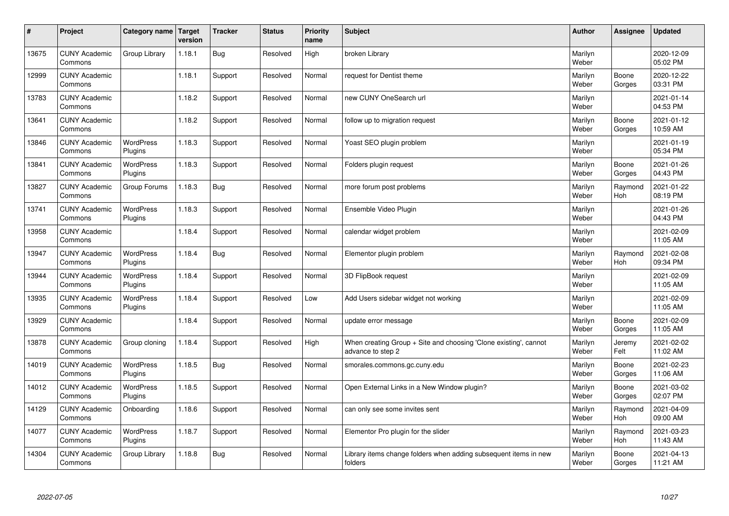| # | Project | Category name | Target version | Tracker | Status | Priority name | Subject | Author | Assignee | Updated |
|---|---|---|---|---|---|---|---|---|---|---|
| 13675 | CUNY Academic Commons | Group Library | 1.18.1 | Bug | Resolved | High | broken Library | Marilyn Weber | | 2020-12-09 05:02 PM |
| 12999 | CUNY Academic Commons | | 1.18.1 | Support | Resolved | Normal | request for Dentist theme | Marilyn Weber | Boone Gorges | 2020-12-22 03:31 PM |
| 13783 | CUNY Academic Commons | | 1.18.2 | Support | Resolved | Normal | new CUNY OneSearch url | Marilyn Weber | | 2021-01-14 04:53 PM |
| 13641 | CUNY Academic Commons | | 1.18.2 | Support | Resolved | Normal | follow up to migration request | Marilyn Weber | Boone Gorges | 2021-01-12 10:59 AM |
| 13846 | CUNY Academic Commons | WordPress Plugins | 1.18.3 | Support | Resolved | Normal | Yoast SEO plugin problem | Marilyn Weber | | 2021-01-19 05:34 PM |
| 13841 | CUNY Academic Commons | WordPress Plugins | 1.18.3 | Support | Resolved | Normal | Folders plugin request | Marilyn Weber | Boone Gorges | 2021-01-26 04:43 PM |
| 13827 | CUNY Academic Commons | Group Forums | 1.18.3 | Bug | Resolved | Normal | more forum post problems | Marilyn Weber | Raymond Hoh | 2021-01-22 08:19 PM |
| 13741 | CUNY Academic Commons | WordPress Plugins | 1.18.3 | Support | Resolved | Normal | Ensemble Video Plugin | Marilyn Weber | | 2021-01-26 04:43 PM |
| 13958 | CUNY Academic Commons | | 1.18.4 | Support | Resolved | Normal | calendar widget problem | Marilyn Weber | | 2021-02-09 11:05 AM |
| 13947 | CUNY Academic Commons | WordPress Plugins | 1.18.4 | Bug | Resolved | Normal | Elementor plugin problem | Marilyn Weber | Raymond Hoh | 2021-02-08 09:34 PM |
| 13944 | CUNY Academic Commons | WordPress Plugins | 1.18.4 | Support | Resolved | Normal | 3D FlipBook request | Marilyn Weber | | 2021-02-09 11:05 AM |
| 13935 | CUNY Academic Commons | WordPress Plugins | 1.18.4 | Support | Resolved | Low | Add Users sidebar widget not working | Marilyn Weber | | 2021-02-09 11:05 AM |
| 13929 | CUNY Academic Commons | | 1.18.4 | Support | Resolved | Normal | update error message | Marilyn Weber | Boone Gorges | 2021-02-09 11:05 AM |
| 13878 | CUNY Academic Commons | Group cloning | 1.18.4 | Support | Resolved | High | When creating Group + Site and choosing 'Clone existing', cannot advance to step 2 | Marilyn Weber | Jeremy Felt | 2021-02-02 11:02 AM |
| 14019 | CUNY Academic Commons | WordPress Plugins | 1.18.5 | Bug | Resolved | Normal | smorales.commons.gc.cuny.edu | Marilyn Weber | Boone Gorges | 2021-02-23 11:06 AM |
| 14012 | CUNY Academic Commons | WordPress Plugins | 1.18.5 | Support | Resolved | Normal | Open External Links in a New Window plugin? | Marilyn Weber | Boone Gorges | 2021-03-02 02:07 PM |
| 14129 | CUNY Academic Commons | Onboarding | 1.18.6 | Support | Resolved | Normal | can only see some invites sent | Marilyn Weber | Raymond Hoh | 2021-04-09 09:00 AM |
| 14077 | CUNY Academic Commons | WordPress Plugins | 1.18.7 | Support | Resolved | Normal | Elementor Pro plugin for the slider | Marilyn Weber | Raymond Hoh | 2021-03-23 11:43 AM |
| 14304 | CUNY Academic Commons | Group Library | 1.18.8 | Bug | Resolved | Normal | Library items change folders when adding subsequent items in new folders | Marilyn Weber | Boone Gorges | 2021-04-13 11:21 AM |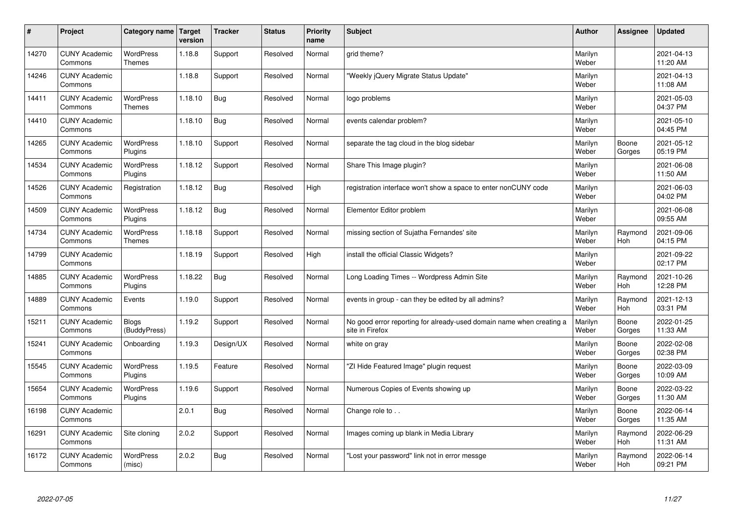| # | Project | Category name | Target version | Tracker | Status | Priority name | Subject | Author | Assignee | Updated |
|---|---|---|---|---|---|---|---|---|---|---|
| 14270 | CUNY Academic Commons | WordPress Themes | 1.18.8 | Support | Resolved | Normal | grid theme? | Marilyn Weber | | 2021-04-13 11:20 AM |
| 14246 | CUNY Academic Commons | | 1.18.8 | Support | Resolved | Normal | "Weekly jQuery Migrate Status Update" | Marilyn Weber | | 2021-04-13 11:08 AM |
| 14411 | CUNY Academic Commons | WordPress Themes | 1.18.10 | Bug | Resolved | Normal | logo problems | Marilyn Weber | | 2021-05-03 04:37 PM |
| 14410 | CUNY Academic Commons | | 1.18.10 | Bug | Resolved | Normal | events calendar problem? | Marilyn Weber | | 2021-05-10 04:45 PM |
| 14265 | CUNY Academic Commons | WordPress Plugins | 1.18.10 | Support | Resolved | Normal | separate the tag cloud in the blog sidebar | Marilyn Weber | Boone Gorges | 2021-05-12 05:19 PM |
| 14534 | CUNY Academic Commons | WordPress Plugins | 1.18.12 | Support | Resolved | Normal | Share This Image plugin? | Marilyn Weber | | 2021-06-08 11:50 AM |
| 14526 | CUNY Academic Commons | Registration | 1.18.12 | Bug | Resolved | High | registration interface won't show a space to enter nonCUNY code | Marilyn Weber | | 2021-06-03 04:02 PM |
| 14509 | CUNY Academic Commons | WordPress Plugins | 1.18.12 | Bug | Resolved | Normal | Elementor Editor problem | Marilyn Weber | | 2021-06-08 09:55 AM |
| 14734 | CUNY Academic Commons | WordPress Themes | 1.18.18 | Support | Resolved | Normal | missing section of Sujatha Fernandes' site | Marilyn Weber | Raymond Hoh | 2021-09-06 04:15 PM |
| 14799 | CUNY Academic Commons | | 1.18.19 | Support | Resolved | High | install the official Classic Widgets? | Marilyn Weber | | 2021-09-22 02:17 PM |
| 14885 | CUNY Academic Commons | WordPress Plugins | 1.18.22 | Bug | Resolved | Normal | Long Loading Times -- Wordpress Admin Site | Marilyn Weber | Raymond Hoh | 2021-10-26 12:28 PM |
| 14889 | CUNY Academic Commons | Events | 1.19.0 | Support | Resolved | Normal | events in group - can they be edited by all admins? | Marilyn Weber | Raymond Hoh | 2021-12-13 03:31 PM |
| 15211 | CUNY Academic Commons | Blogs (BuddyPress) | 1.19.2 | Support | Resolved | Normal | No good error reporting for already-used domain name when creating a site in Firefox | Marilyn Weber | Boone Gorges | 2022-01-25 11:33 AM |
| 15241 | CUNY Academic Commons | Onboarding | 1.19.3 | Design/UX | Resolved | Normal | white on gray | Marilyn Weber | Boone Gorges | 2022-02-08 02:38 PM |
| 15545 | CUNY Academic Commons | WordPress Plugins | 1.19.5 | Feature | Resolved | Normal | "ZI Hide Featured Image" plugin request | Marilyn Weber | Boone Gorges | 2022-03-09 10:09 AM |
| 15654 | CUNY Academic Commons | WordPress Plugins | 1.19.6 | Support | Resolved | Normal | Numerous Copies of Events showing up | Marilyn Weber | Boone Gorges | 2022-03-22 11:30 AM |
| 16198 | CUNY Academic Commons | | 2.0.1 | Bug | Resolved | Normal | Change role to . . | Marilyn Weber | Boone Gorges | 2022-06-14 11:35 AM |
| 16291 | CUNY Academic Commons | Site cloning | 2.0.2 | Support | Resolved | Normal | Images coming up blank in Media Library | Marilyn Weber | Raymond Hoh | 2022-06-29 11:31 AM |
| 16172 | CUNY Academic Commons | WordPress (misc) | 2.0.2 | Bug | Resolved | Normal | "Lost your password" link not in error messge | Marilyn Weber | Raymond Hoh | 2022-06-14 09:21 PM |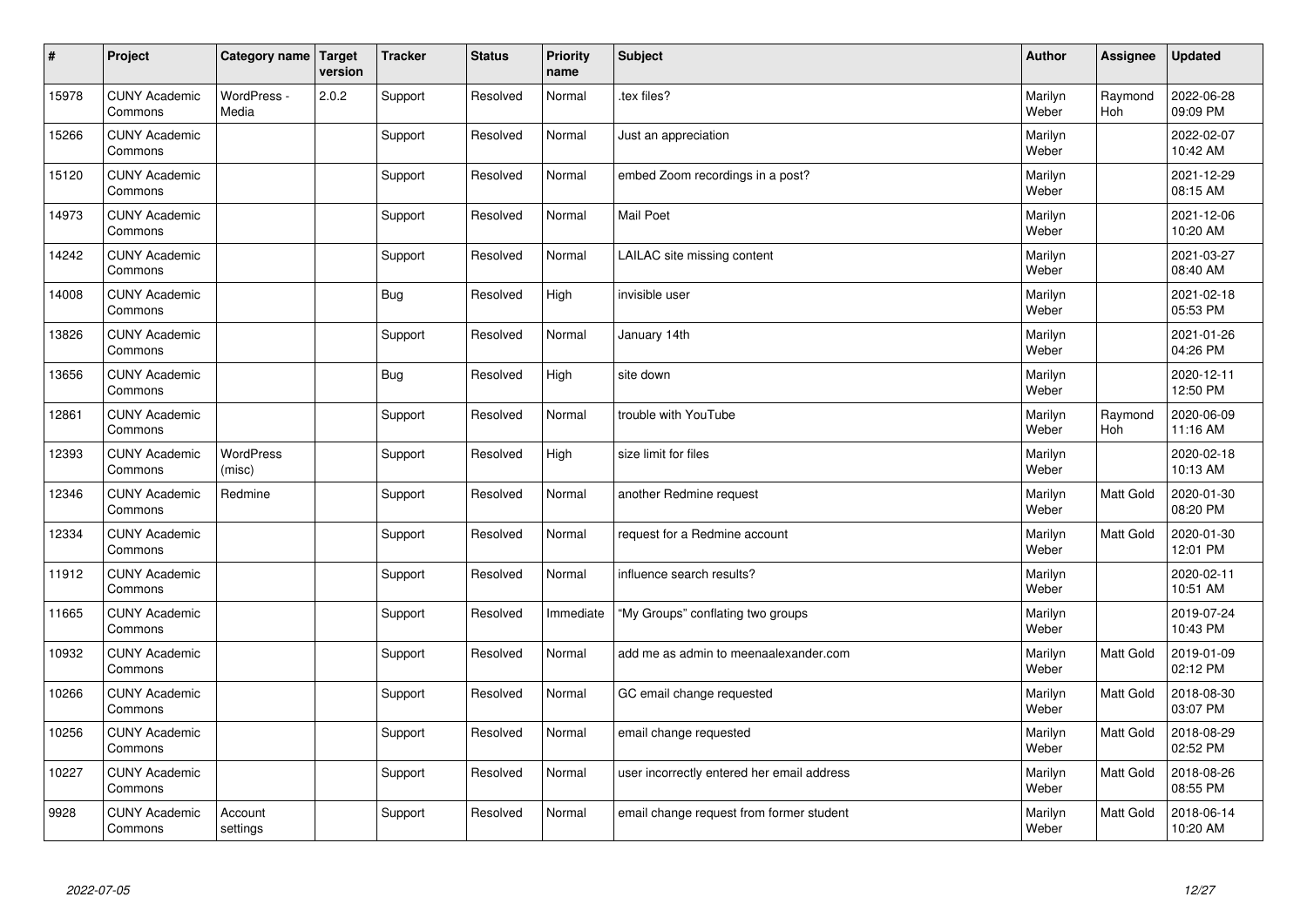| # | Project | Category name | Target version | Tracker | Status | Priority name | Subject | Author | Assignee | Updated |
|---|---|---|---|---|---|---|---|---|---|---|
| 15978 | CUNY Academic Commons | WordPress - Media | 2.0.2 | Support | Resolved | Normal | .tex files? | Marilyn Weber | Raymond Hoh | 2022-06-28 09:09 PM |
| 15266 | CUNY Academic Commons | | | Support | Resolved | Normal | Just an appreciation | Marilyn Weber | | 2022-02-07 10:42 AM |
| 15120 | CUNY Academic Commons | | | Support | Resolved | Normal | embed Zoom recordings in a post? | Marilyn Weber | | 2021-12-29 08:15 AM |
| 14973 | CUNY Academic Commons | | | Support | Resolved | Normal | Mail Poet | Marilyn Weber | | 2021-12-06 10:20 AM |
| 14242 | CUNY Academic Commons | | | Support | Resolved | Normal | LAILAC site missing content | Marilyn Weber | | 2021-03-27 08:40 AM |
| 14008 | CUNY Academic Commons | | | Bug | Resolved | High | invisible user | Marilyn Weber | | 2021-02-18 05:53 PM |
| 13826 | CUNY Academic Commons | | | Support | Resolved | Normal | January 14th | Marilyn Weber | | 2021-01-26 04:26 PM |
| 13656 | CUNY Academic Commons | | | Bug | Resolved | High | site down | Marilyn Weber | | 2020-12-11 12:50 PM |
| 12861 | CUNY Academic Commons | | | Support | Resolved | Normal | trouble with YouTube | Marilyn Weber | Raymond Hoh | 2020-06-09 11:16 AM |
| 12393 | CUNY Academic Commons | WordPress (misc) | | Support | Resolved | High | size limit for files | Marilyn Weber | | 2020-02-18 10:13 AM |
| 12346 | CUNY Academic Commons | Redmine | | Support | Resolved | Normal | another Redmine request | Marilyn Weber | Matt Gold | 2020-01-30 08:20 PM |
| 12334 | CUNY Academic Commons | | | Support | Resolved | Normal | request for a Redmine account | Marilyn Weber | Matt Gold | 2020-01-30 12:01 PM |
| 11912 | CUNY Academic Commons | | | Support | Resolved | Normal | influence search results? | Marilyn Weber | | 2020-02-11 10:51 AM |
| 11665 | CUNY Academic Commons | | | Support | Resolved | Immediate | "My Groups" conflating two groups | Marilyn Weber | | 2019-07-24 10:43 PM |
| 10932 | CUNY Academic Commons | | | Support | Resolved | Normal | add me as admin to meenaalexander.com | Marilyn Weber | Matt Gold | 2019-01-09 02:12 PM |
| 10266 | CUNY Academic Commons | | | Support | Resolved | Normal | GC email change requested | Marilyn Weber | Matt Gold | 2018-08-30 03:07 PM |
| 10256 | CUNY Academic Commons | | | Support | Resolved | Normal | email change requested | Marilyn Weber | Matt Gold | 2018-08-29 02:52 PM |
| 10227 | CUNY Academic Commons | | | Support | Resolved | Normal | user incorrectly entered her email address | Marilyn Weber | Matt Gold | 2018-08-26 08:55 PM |
| 9928 | CUNY Academic Commons | Account settings | | Support | Resolved | Normal | email change request from former student | Marilyn Weber | Matt Gold | 2018-06-14 10:20 AM |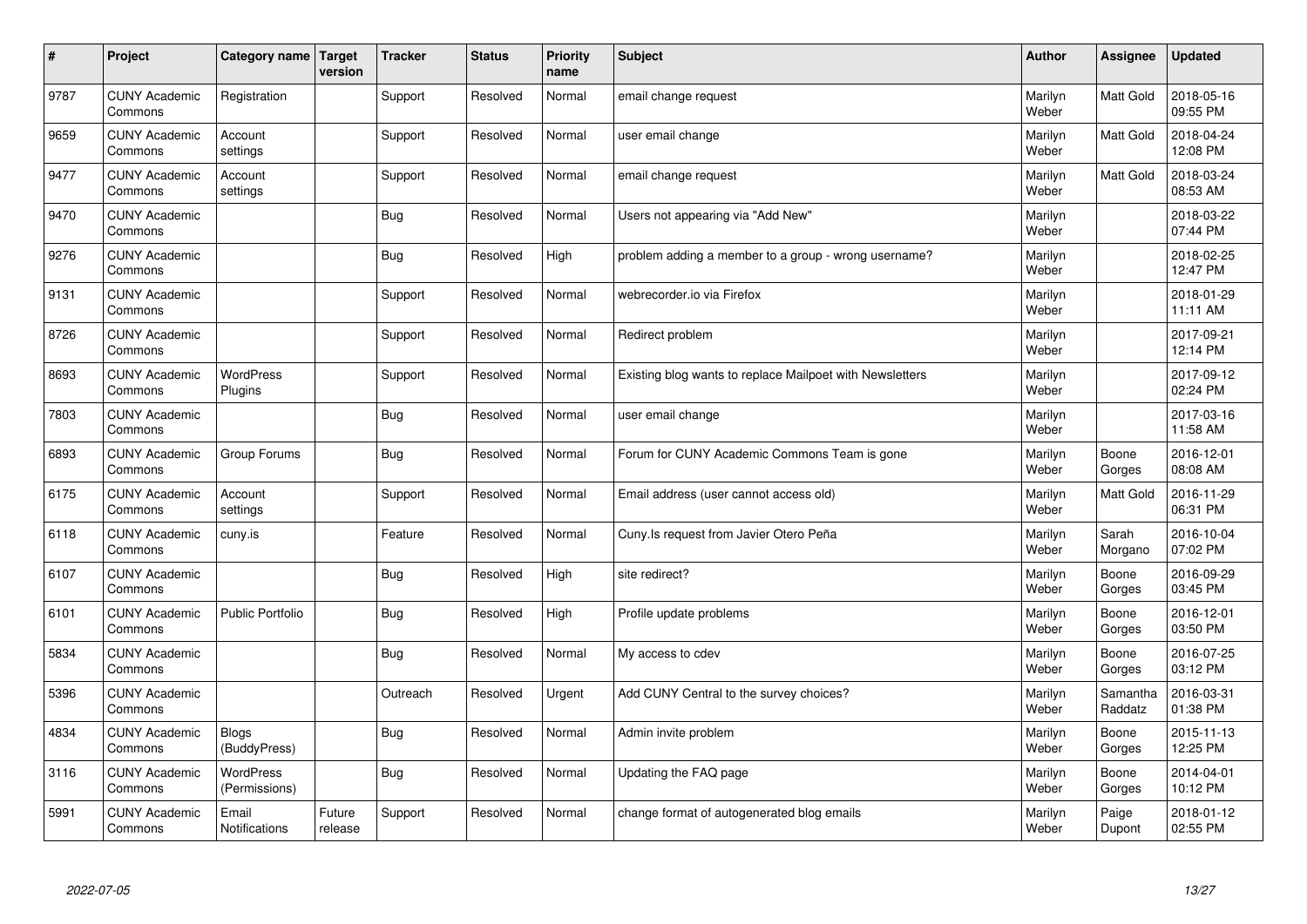| # | Project | Category name | Target version | Tracker | Status | Priority name | Subject | Author | Assignee | Updated |
|---|---|---|---|---|---|---|---|---|---|---|
| 9787 | CUNY Academic Commons | Registration | | Support | Resolved | Normal | email change request | Marilyn Weber | Matt Gold | 2018-05-16 09:55 PM |
| 9659 | CUNY Academic Commons | Account settings | | Support | Resolved | Normal | user email change | Marilyn Weber | Matt Gold | 2018-04-24 12:08 PM |
| 9477 | CUNY Academic Commons | Account settings | | Support | Resolved | Normal | email change request | Marilyn Weber | Matt Gold | 2018-03-24 08:53 AM |
| 9470 | CUNY Academic Commons | | | Bug | Resolved | Normal | Users not appearing via "Add New" | Marilyn Weber | | 2018-03-22 07:44 PM |
| 9276 | CUNY Academic Commons | | | Bug | Resolved | High | problem adding a member to a group - wrong username? | Marilyn Weber | | 2018-02-25 12:47 PM |
| 9131 | CUNY Academic Commons | | | Support | Resolved | Normal | webrecorder.io via Firefox | Marilyn Weber | | 2018-01-29 11:11 AM |
| 8726 | CUNY Academic Commons | | | Support | Resolved | Normal | Redirect problem | Marilyn Weber | | 2017-09-21 12:14 PM |
| 8693 | CUNY Academic Commons | WordPress Plugins | | Support | Resolved | Normal | Existing blog wants to replace Mailpoet with Newsletters | Marilyn Weber | | 2017-09-12 02:24 PM |
| 7803 | CUNY Academic Commons | | | Bug | Resolved | Normal | user email change | Marilyn Weber | | 2017-03-16 11:58 AM |
| 6893 | CUNY Academic Commons | Group Forums | | Bug | Resolved | Normal | Forum for CUNY Academic Commons Team is gone | Marilyn Weber | Boone Gorges | 2016-12-01 08:08 AM |
| 6175 | CUNY Academic Commons | Account settings | | Support | Resolved | Normal | Email address (user cannot access old) | Marilyn Weber | Matt Gold | 2016-11-29 06:31 PM |
| 6118 | CUNY Academic Commons | cuny.is | | Feature | Resolved | Normal | Cuny.Is request from Javier Otero Peña | Marilyn Weber | Sarah Morgano | 2016-10-04 07:02 PM |
| 6107 | CUNY Academic Commons | | | Bug | Resolved | High | site redirect? | Marilyn Weber | Boone Gorges | 2016-09-29 03:45 PM |
| 6101 | CUNY Academic Commons | Public Portfolio | | Bug | Resolved | High | Profile update problems | Marilyn Weber | Boone Gorges | 2016-12-01 03:50 PM |
| 5834 | CUNY Academic Commons | | | Bug | Resolved | Normal | My access to cdev | Marilyn Weber | Boone Gorges | 2016-07-25 03:12 PM |
| 5396 | CUNY Academic Commons | | | Outreach | Resolved | Urgent | Add CUNY Central to the survey choices? | Marilyn Weber | Samantha Raddatz | 2016-03-31 01:38 PM |
| 4834 | CUNY Academic Commons | Blogs (BuddyPress) | | Bug | Resolved | Normal | Admin invite problem | Marilyn Weber | Boone Gorges | 2015-11-13 12:25 PM |
| 3116 | CUNY Academic Commons | WordPress (Permissions) | | Bug | Resolved | Normal | Updating the FAQ page | Marilyn Weber | Boone Gorges | 2014-04-01 10:12 PM |
| 5991 | CUNY Academic Commons | Email Notifications | Future release | Support | Resolved | Normal | change format of autogenerated blog emails | Marilyn Weber | Paige Dupont | 2018-01-12 02:55 PM |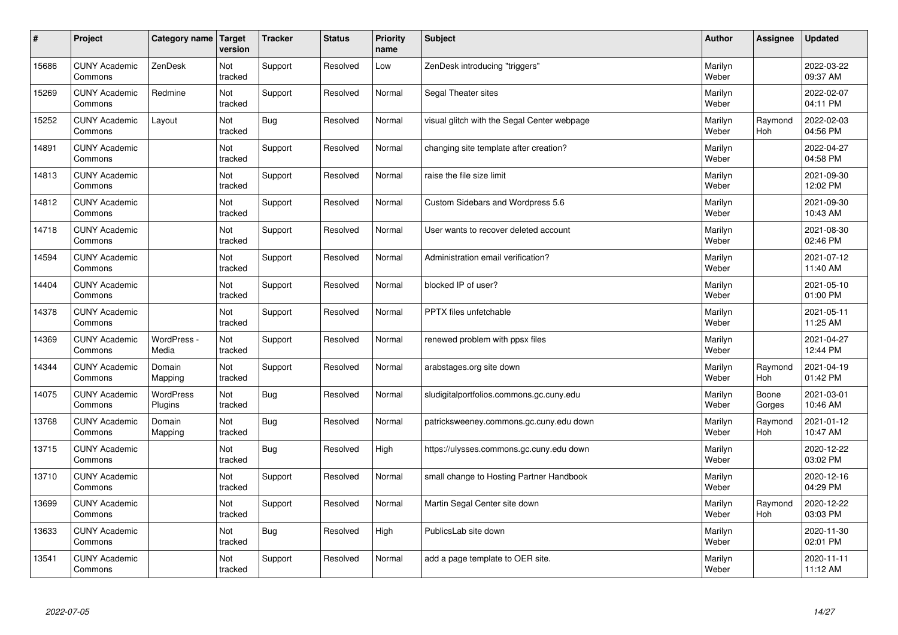| # | Project | Category name | Target version | Tracker | Status | Priority name | Subject | Author | Assignee | Updated |
|---|---|---|---|---|---|---|---|---|---|---|
| 15686 | CUNY Academic Commons | ZenDesk | Not tracked | Support | Resolved | Low | ZenDesk introducing "triggers" | Marilyn Weber | | 2022-03-22 09:37 AM |
| 15269 | CUNY Academic Commons | Redmine | Not tracked | Support | Resolved | Normal | Segal Theater sites | Marilyn Weber | | 2022-02-07 04:11 PM |
| 15252 | CUNY Academic Commons | Layout | Not tracked | Bug | Resolved | Normal | visual glitch with the Segal Center webpage | Marilyn Weber | Raymond Hoh | 2022-02-03 04:56 PM |
| 14891 | CUNY Academic Commons | | Not tracked | Support | Resolved | Normal | changing site template after creation? | Marilyn Weber | | 2022-04-27 04:58 PM |
| 14813 | CUNY Academic Commons | | Not tracked | Support | Resolved | Normal | raise the file size limit | Marilyn Weber | | 2021-09-30 12:02 PM |
| 14812 | CUNY Academic Commons | | Not tracked | Support | Resolved | Normal | Custom Sidebars and Wordpress 5.6 | Marilyn Weber | | 2021-09-30 10:43 AM |
| 14718 | CUNY Academic Commons | | Not tracked | Support | Resolved | Normal | User wants to recover deleted account | Marilyn Weber | | 2021-08-30 02:46 PM |
| 14594 | CUNY Academic Commons | | Not tracked | Support | Resolved | Normal | Administration email verification? | Marilyn Weber | | 2021-07-12 11:40 AM |
| 14404 | CUNY Academic Commons | | Not tracked | Support | Resolved | Normal | blocked IP of user? | Marilyn Weber | | 2021-05-10 01:00 PM |
| 14378 | CUNY Academic Commons | | Not tracked | Support | Resolved | Normal | PPTX files unfetchable | Marilyn Weber | | 2021-05-11 11:25 AM |
| 14369 | CUNY Academic Commons | WordPress - Media | Not tracked | Support | Resolved | Normal | renewed problem with ppsx files | Marilyn Weber | | 2021-04-27 12:44 PM |
| 14344 | CUNY Academic Commons | Domain Mapping | Not tracked | Support | Resolved | Normal | arabstages.org site down | Marilyn Weber | Raymond Hoh | 2021-04-19 01:42 PM |
| 14075 | CUNY Academic Commons | WordPress Plugins | Not tracked | Bug | Resolved | Normal | sludigitalportfolios.commons.gc.cuny.edu | Marilyn Weber | Boone Gorges | 2021-03-01 10:46 AM |
| 13768 | CUNY Academic Commons | Domain Mapping | Not tracked | Bug | Resolved | Normal | patricksweeney.commons.gc.cuny.edu down | Marilyn Weber | Raymond Hoh | 2021-01-12 10:47 AM |
| 13715 | CUNY Academic Commons | | Not tracked | Bug | Resolved | High | https://ulysses.commons.gc.cuny.edu down | Marilyn Weber | | 2020-12-22 03:02 PM |
| 13710 | CUNY Academic Commons | | Not tracked | Support | Resolved | Normal | small change to Hosting Partner Handbook | Marilyn Weber | | 2020-12-16 04:29 PM |
| 13699 | CUNY Academic Commons | | Not tracked | Support | Resolved | Normal | Martin Segal Center site down | Marilyn Weber | Raymond Hoh | 2020-12-22 03:03 PM |
| 13633 | CUNY Academic Commons | | Not tracked | Bug | Resolved | High | PublicsLab site down | Marilyn Weber | | 2020-11-30 02:01 PM |
| 13541 | CUNY Academic Commons | | Not tracked | Support | Resolved | Normal | add a page template to OER site. | Marilyn Weber | | 2020-11-11 11:12 AM |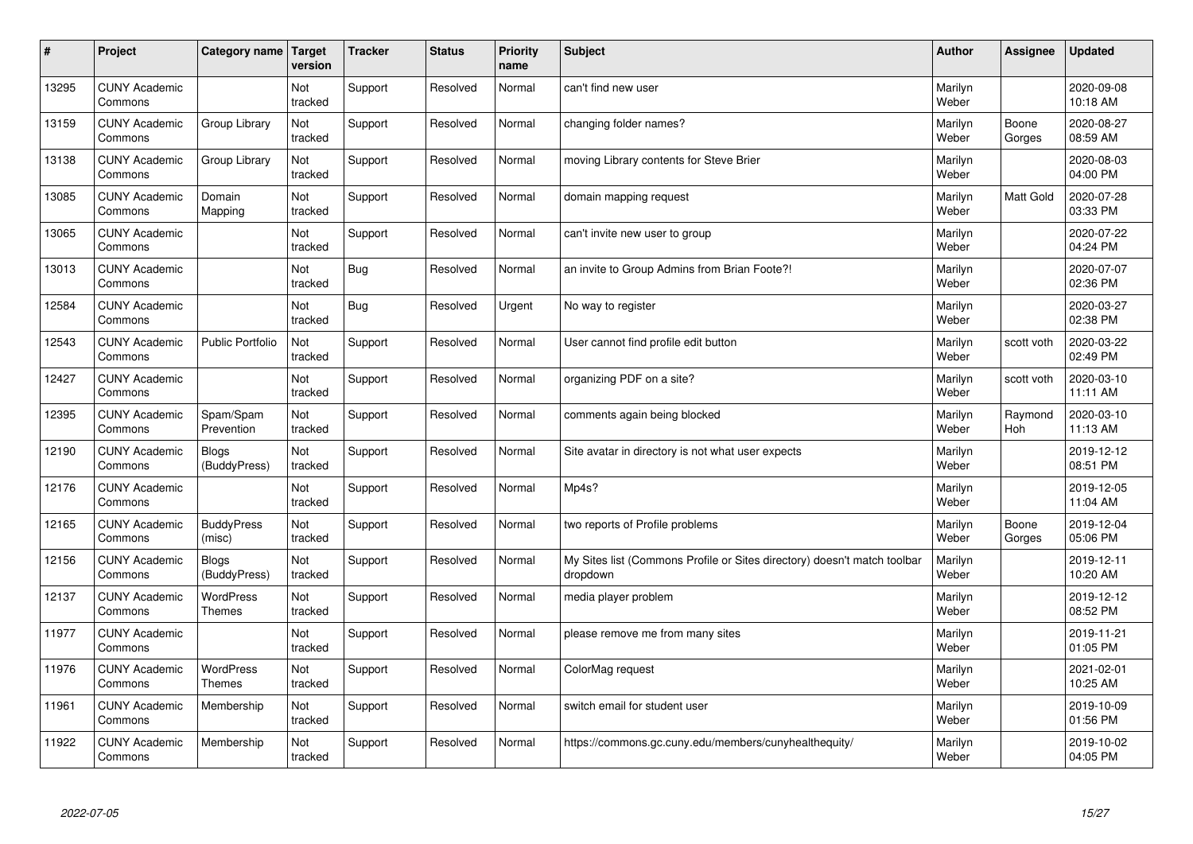| # | Project | Category name | Target version | Tracker | Status | Priority name | Subject | Author | Assignee | Updated |
|---|---|---|---|---|---|---|---|---|---|---|
| 13295 | CUNY Academic Commons | | Not tracked | Support | Resolved | Normal | can't find new user | Marilyn Weber | | 2020-09-08 10:18 AM |
| 13159 | CUNY Academic Commons | Group Library | Not tracked | Support | Resolved | Normal | changing folder names? | Marilyn Weber | Boone Gorges | 2020-08-27 08:59 AM |
| 13138 | CUNY Academic Commons | Group Library | Not tracked | Support | Resolved | Normal | moving Library contents for Steve Brier | Marilyn Weber | | 2020-08-03 04:00 PM |
| 13085 | CUNY Academic Commons | Domain Mapping | Not tracked | Support | Resolved | Normal | domain mapping request | Marilyn Weber | Matt Gold | 2020-07-28 03:33 PM |
| 13065 | CUNY Academic Commons | | Not tracked | Support | Resolved | Normal | can't invite new user to group | Marilyn Weber | | 2020-07-22 04:24 PM |
| 13013 | CUNY Academic Commons | | Not tracked | Bug | Resolved | Normal | an invite to Group Admins from Brian Foote?! | Marilyn Weber | | 2020-07-07 02:36 PM |
| 12584 | CUNY Academic Commons | | Not tracked | Bug | Resolved | Urgent | No way to register | Marilyn Weber | | 2020-03-27 02:38 PM |
| 12543 | CUNY Academic Commons | Public Portfolio | Not tracked | Support | Resolved | Normal | User cannot find profile edit button | Marilyn Weber | scott voth | 2020-03-22 02:49 PM |
| 12427 | CUNY Academic Commons | | Not tracked | Support | Resolved | Normal | organizing PDF on a site? | Marilyn Weber | scott voth | 2020-03-10 11:11 AM |
| 12395 | CUNY Academic Commons | Spam/Spam Prevention | Not tracked | Support | Resolved | Normal | comments again being blocked | Marilyn Weber | Raymond Hoh | 2020-03-10 11:13 AM |
| 12190 | CUNY Academic Commons | Blogs (BuddyPress) | Not tracked | Support | Resolved | Normal | Site avatar in directory is not what user expects | Marilyn Weber | | 2019-12-12 08:51 PM |
| 12176 | CUNY Academic Commons | | Not tracked | Support | Resolved | Normal | Mp4s? | Marilyn Weber | | 2019-12-05 11:04 AM |
| 12165 | CUNY Academic Commons | BuddyPress (misc) | Not tracked | Support | Resolved | Normal | two reports of Profile problems | Marilyn Weber | Boone Gorges | 2019-12-04 05:06 PM |
| 12156 | CUNY Academic Commons | Blogs (BuddyPress) | Not tracked | Support | Resolved | Normal | My Sites list (Commons Profile or Sites directory) doesn't match toolbar dropdown | Marilyn Weber | | 2019-12-11 10:20 AM |
| 12137 | CUNY Academic Commons | WordPress Themes | Not tracked | Support | Resolved | Normal | media player problem | Marilyn Weber | | 2019-12-12 08:52 PM |
| 11977 | CUNY Academic Commons | | Not tracked | Support | Resolved | Normal | please remove me from many sites | Marilyn Weber | | 2019-11-21 01:05 PM |
| 11976 | CUNY Academic Commons | WordPress Themes | Not tracked | Support | Resolved | Normal | ColorMag request | Marilyn Weber | | 2021-02-01 10:25 AM |
| 11961 | CUNY Academic Commons | Membership | Not tracked | Support | Resolved | Normal | switch email for student user | Marilyn Weber | | 2019-10-09 01:56 PM |
| 11922 | CUNY Academic Commons | Membership | Not tracked | Support | Resolved | Normal | https://commons.gc.cuny.edu/members/cunyhealthequity/ | Marilyn Weber | | 2019-10-02 04:05 PM |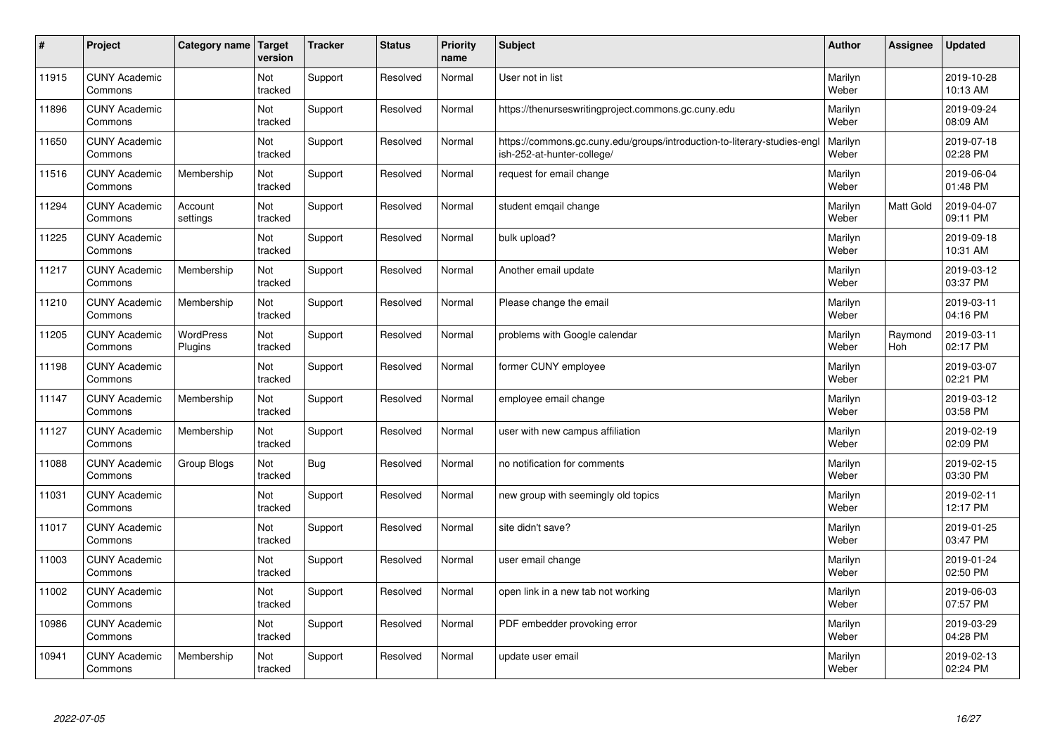| # | Project | Category name | Target version | Tracker | Status | Priority name | Subject | Author | Assignee | Updated |
|---|---|---|---|---|---|---|---|---|---|---|
| 11915 | CUNY Academic Commons | | Not tracked | Support | Resolved | Normal | User not in list | Marilyn Weber | | 2019-10-28 10:13 AM |
| 11896 | CUNY Academic Commons | | Not tracked | Support | Resolved | Normal | https://thenurseswritingproject.commons.gc.cuny.edu | Marilyn Weber | | 2019-09-24 08:09 AM |
| 11650 | CUNY Academic Commons | | Not tracked | Support | Resolved | Normal | https://commons.gc.cuny.edu/groups/introduction-to-literary-studies-english-252-at-hunter-college/ | Marilyn Weber | | 2019-07-18 02:28 PM |
| 11516 | CUNY Academic Commons | Membership | Not tracked | Support | Resolved | Normal | request for email change | Marilyn Weber | | 2019-06-04 01:48 PM |
| 11294 | CUNY Academic Commons | Account settings | Not tracked | Support | Resolved | Normal | student emqail change | Marilyn Weber | Matt Gold | 2019-04-07 09:11 PM |
| 11225 | CUNY Academic Commons | | Not tracked | Support | Resolved | Normal | bulk upload? | Marilyn Weber | | 2019-09-18 10:31 AM |
| 11217 | CUNY Academic Commons | Membership | Not tracked | Support | Resolved | Normal | Another email update | Marilyn Weber | | 2019-03-12 03:37 PM |
| 11210 | CUNY Academic Commons | Membership | Not tracked | Support | Resolved | Normal | Please change the email | Marilyn Weber | | 2019-03-11 04:16 PM |
| 11205 | CUNY Academic Commons | WordPress Plugins | Not tracked | Support | Resolved | Normal | problems with Google calendar | Marilyn Weber | Raymond Hoh | 2019-03-11 02:17 PM |
| 11198 | CUNY Academic Commons | | Not tracked | Support | Resolved | Normal | former CUNY employee | Marilyn Weber | | 2019-03-07 02:21 PM |
| 11147 | CUNY Academic Commons | Membership | Not tracked | Support | Resolved | Normal | employee email change | Marilyn Weber | | 2019-03-12 03:58 PM |
| 11127 | CUNY Academic Commons | Membership | Not tracked | Support | Resolved | Normal | user with new campus affiliation | Marilyn Weber | | 2019-02-19 02:09 PM |
| 11088 | CUNY Academic Commons | Group Blogs | Not tracked | Bug | Resolved | Normal | no notification for comments | Marilyn Weber | | 2019-02-15 03:30 PM |
| 11031 | CUNY Academic Commons | | Not tracked | Support | Resolved | Normal | new group with seemingly old topics | Marilyn Weber | | 2019-02-11 12:17 PM |
| 11017 | CUNY Academic Commons | | Not tracked | Support | Resolved | Normal | site didn't save? | Marilyn Weber | | 2019-01-25 03:47 PM |
| 11003 | CUNY Academic Commons | | Not tracked | Support | Resolved | Normal | user email change | Marilyn Weber | | 2019-01-24 02:50 PM |
| 11002 | CUNY Academic Commons | | Not tracked | Support | Resolved | Normal | open link in a new tab not working | Marilyn Weber | | 2019-06-03 07:57 PM |
| 10986 | CUNY Academic Commons | | Not tracked | Support | Resolved | Normal | PDF embedder provoking error | Marilyn Weber | | 2019-03-29 04:28 PM |
| 10941 | CUNY Academic Commons | Membership | Not tracked | Support | Resolved | Normal | update user email | Marilyn Weber | | 2019-02-13 02:24 PM |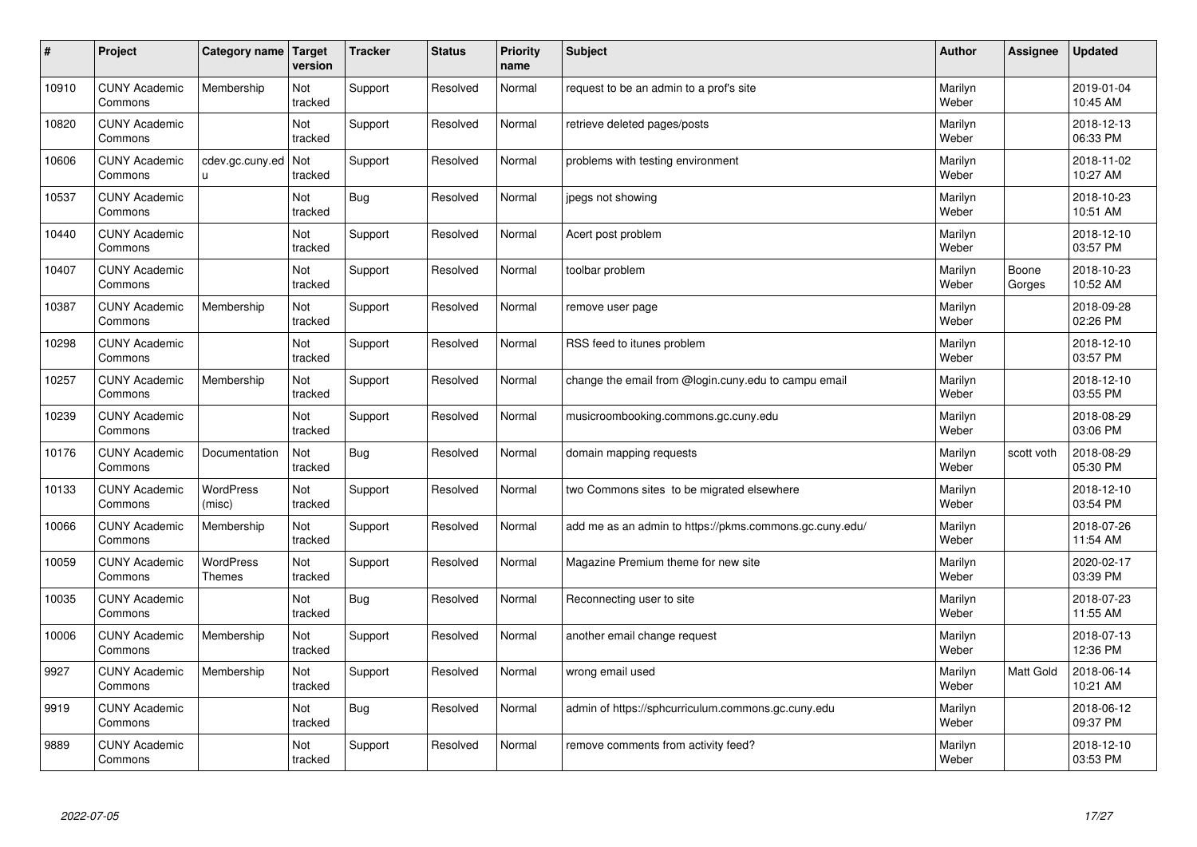| # | Project | Category name | Target version | Tracker | Status | Priority name | Subject | Author | Assignee | Updated |
|---|---|---|---|---|---|---|---|---|---|---|
| 10910 | CUNY Academic Commons | Membership | Not tracked | Support | Resolved | Normal | request to be an admin to a prof's site | Marilyn Weber | | 2019-01-04 10:45 AM |
| 10820 | CUNY Academic Commons | | Not tracked | Support | Resolved | Normal | retrieve deleted pages/posts | Marilyn Weber | | 2018-12-13 06:33 PM |
| 10606 | CUNY Academic Commons | cdev.gc.cuny.edu | Not tracked | Support | Resolved | Normal | problems with testing environment | Marilyn Weber | | 2018-11-02 10:27 AM |
| 10537 | CUNY Academic Commons | | Not tracked | Bug | Resolved | Normal | jpegs not showing | Marilyn Weber | | 2018-10-23 10:51 AM |
| 10440 | CUNY Academic Commons | | Not tracked | Support | Resolved | Normal | Acert post problem | Marilyn Weber | | 2018-12-10 03:57 PM |
| 10407 | CUNY Academic Commons | | Not tracked | Support | Resolved | Normal | toolbar problem | Marilyn Weber | Boone Gorges | 2018-10-23 10:52 AM |
| 10387 | CUNY Academic Commons | Membership | Not tracked | Support | Resolved | Normal | remove user page | Marilyn Weber | | 2018-09-28 02:26 PM |
| 10298 | CUNY Academic Commons | | Not tracked | Support | Resolved | Normal | RSS feed to itunes problem | Marilyn Weber | | 2018-12-10 03:57 PM |
| 10257 | CUNY Academic Commons | Membership | Not tracked | Support | Resolved | Normal | change the email from @login.cuny.edu to campu email | Marilyn Weber | | 2018-12-10 03:55 PM |
| 10239 | CUNY Academic Commons | | Not tracked | Support | Resolved | Normal | musicroombooking.commons.gc.cuny.edu | Marilyn Weber | | 2018-08-29 03:06 PM |
| 10176 | CUNY Academic Commons | Documentation | Not tracked | Bug | Resolved | Normal | domain mapping requests | Marilyn Weber | scott voth | 2018-08-29 05:30 PM |
| 10133 | CUNY Academic Commons | WordPress (misc) | Not tracked | Support | Resolved | Normal | two Commons sites to be migrated elsewhere | Marilyn Weber | | 2018-12-10 03:54 PM |
| 10066 | CUNY Academic Commons | Membership | Not tracked | Support | Resolved | Normal | add me as an admin to https://pkms.commons.gc.cuny.edu/ | Marilyn Weber | | 2018-07-26 11:54 AM |
| 10059 | CUNY Academic Commons | WordPress Themes | Not tracked | Support | Resolved | Normal | Magazine Premium theme for new site | Marilyn Weber | | 2020-02-17 03:39 PM |
| 10035 | CUNY Academic Commons | | Not tracked | Bug | Resolved | Normal | Reconnecting user to site | Marilyn Weber | | 2018-07-23 11:55 AM |
| 10006 | CUNY Academic Commons | Membership | Not tracked | Support | Resolved | Normal | another email change request | Marilyn Weber | | 2018-07-13 12:36 PM |
| 9927 | CUNY Academic Commons | Membership | Not tracked | Support | Resolved | Normal | wrong email used | Marilyn Weber | Matt Gold | 2018-06-14 10:21 AM |
| 9919 | CUNY Academic Commons | | Not tracked | Bug | Resolved | Normal | admin of https://sphcurriculum.commons.gc.cuny.edu | Marilyn Weber | | 2018-06-12 09:37 PM |
| 9889 | CUNY Academic Commons | | Not tracked | Support | Resolved | Normal | remove comments from activity feed? | Marilyn Weber | | 2018-12-10 03:53 PM |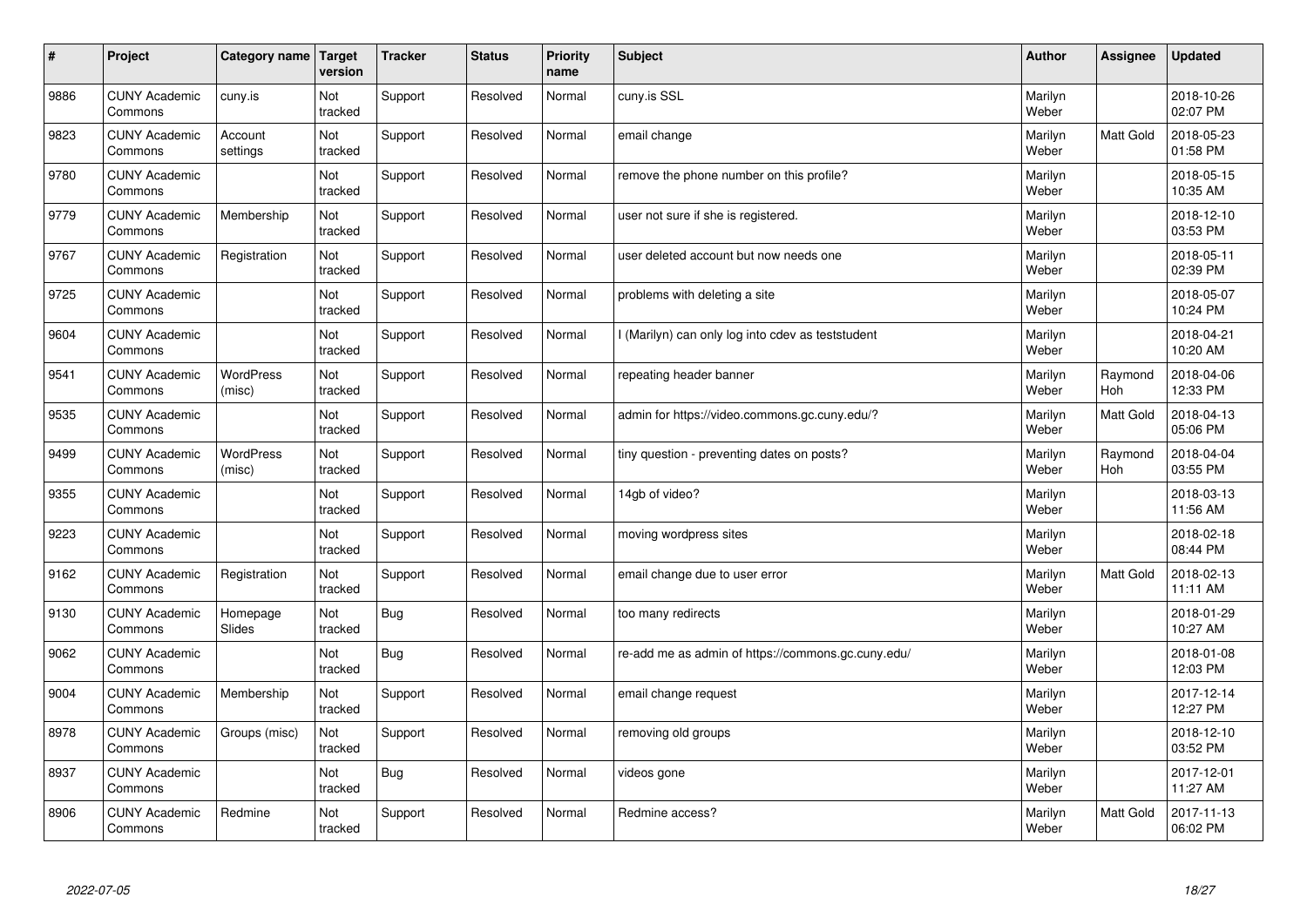| # | Project | Category name | Target version | Tracker | Status | Priority name | Subject | Author | Assignee | Updated |
|---|---|---|---|---|---|---|---|---|---|---|
| 9886 | CUNY Academic Commons | cuny.is | Not tracked | Support | Resolved | Normal | cuny.is SSL | Marilyn Weber | | 2018-10-26 02:07 PM |
| 9823 | CUNY Academic Commons | Account settings | Not tracked | Support | Resolved | Normal | email change | Marilyn Weber | Matt Gold | 2018-05-23 01:58 PM |
| 9780 | CUNY Academic Commons | | Not tracked | Support | Resolved | Normal | remove the phone number on this profile? | Marilyn Weber | | 2018-05-15 10:35 AM |
| 9779 | CUNY Academic Commons | Membership | Not tracked | Support | Resolved | Normal | user not sure if she is registered. | Marilyn Weber | | 2018-12-10 03:53 PM |
| 9767 | CUNY Academic Commons | Registration | Not tracked | Support | Resolved | Normal | user deleted account but now needs one | Marilyn Weber | | 2018-05-11 02:39 PM |
| 9725 | CUNY Academic Commons | | Not tracked | Support | Resolved | Normal | problems with deleting a site | Marilyn Weber | | 2018-05-07 10:24 PM |
| 9604 | CUNY Academic Commons | | Not tracked | Support | Resolved | Normal | I (Marilyn) can only log into cdev as teststudent | Marilyn Weber | | 2018-04-21 10:20 AM |
| 9541 | CUNY Academic Commons | WordPress (misc) | Not tracked | Support | Resolved | Normal | repeating header banner | Marilyn Weber | Raymond Hoh | 2018-04-06 12:33 PM |
| 9535 | CUNY Academic Commons | | Not tracked | Support | Resolved | Normal | admin for https://video.commons.gc.cuny.edu/? | Marilyn Weber | Matt Gold | 2018-04-13 05:06 PM |
| 9499 | CUNY Academic Commons | WordPress (misc) | Not tracked | Support | Resolved | Normal | tiny question - preventing dates on posts? | Marilyn Weber | Raymond Hoh | 2018-04-04 03:55 PM |
| 9355 | CUNY Academic Commons | | Not tracked | Support | Resolved | Normal | 14gb of video? | Marilyn Weber | | 2018-03-13 11:56 AM |
| 9223 | CUNY Academic Commons | | Not tracked | Support | Resolved | Normal | moving wordpress sites | Marilyn Weber | | 2018-02-18 08:44 PM |
| 9162 | CUNY Academic Commons | Registration | Not tracked | Support | Resolved | Normal | email change due to user error | Marilyn Weber | Matt Gold | 2018-02-13 11:11 AM |
| 9130 | CUNY Academic Commons | Homepage Slides | Not tracked | Bug | Resolved | Normal | too many redirects | Marilyn Weber | | 2018-01-29 10:27 AM |
| 9062 | CUNY Academic Commons | | Not tracked | Bug | Resolved | Normal | re-add me as admin of https://commons.gc.cuny.edu/ | Marilyn Weber | | 2018-01-08 12:03 PM |
| 9004 | CUNY Academic Commons | Membership | Not tracked | Support | Resolved | Normal | email change request | Marilyn Weber | | 2017-12-14 12:27 PM |
| 8978 | CUNY Academic Commons | Groups (misc) | Not tracked | Support | Resolved | Normal | removing old groups | Marilyn Weber | | 2018-12-10 03:52 PM |
| 8937 | CUNY Academic Commons | | Not tracked | Bug | Resolved | Normal | videos gone | Marilyn Weber | | 2017-12-01 11:27 AM |
| 8906 | CUNY Academic Commons | Redmine | Not tracked | Support | Resolved | Normal | Redmine access? | Marilyn Weber | Matt Gold | 2017-11-13 06:02 PM |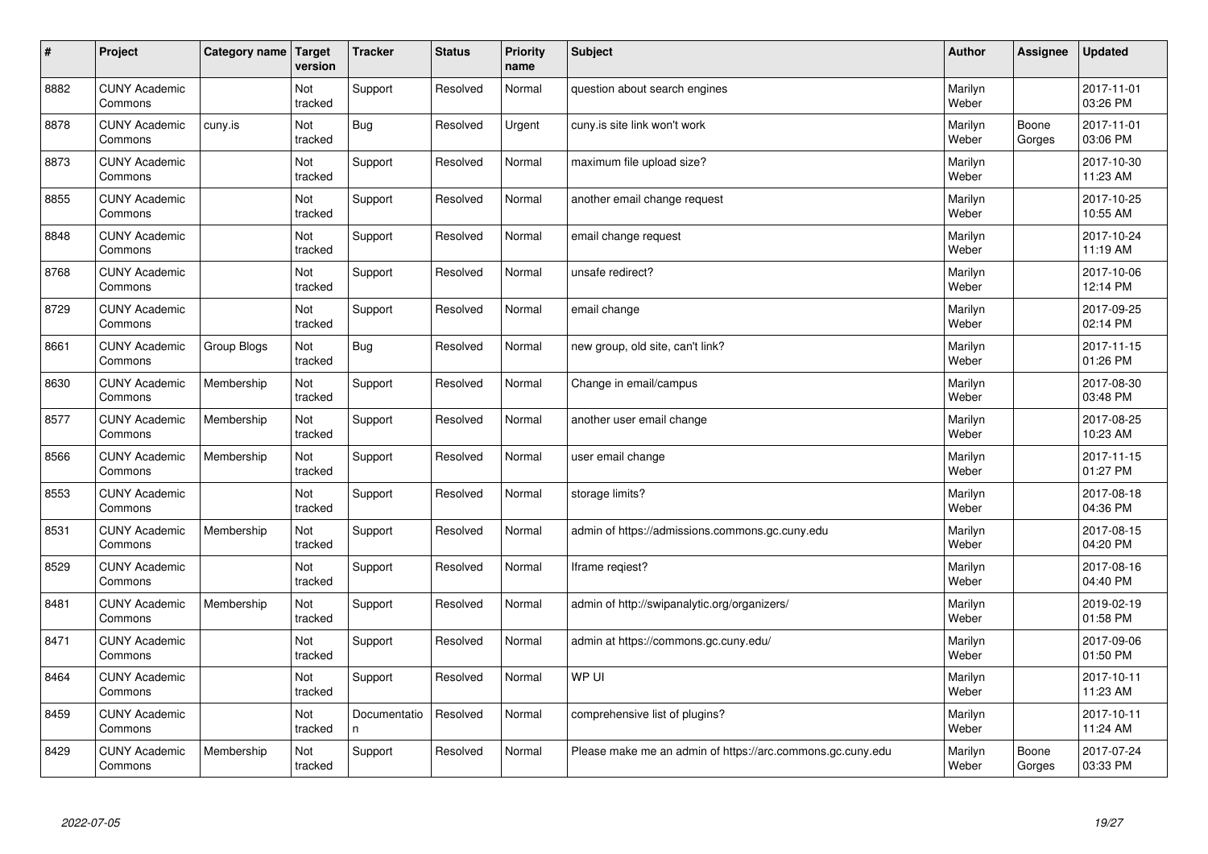| # | Project | Category name | Target version | Tracker | Status | Priority name | Subject | Author | Assignee | Updated |
|---|---|---|---|---|---|---|---|---|---|---|
| 8882 | CUNY Academic Commons | | Not tracked | Support | Resolved | Normal | question about search engines | Marilyn Weber | | 2017-11-01 03:26 PM |
| 8878 | CUNY Academic Commons | cuny.is | Not tracked | Bug | Resolved | Urgent | cuny.is site link won't work | Marilyn Weber | Boone Gorges | 2017-11-01 03:06 PM |
| 8873 | CUNY Academic Commons | | Not tracked | Support | Resolved | Normal | maximum file upload size? | Marilyn Weber | | 2017-10-30 11:23 AM |
| 8855 | CUNY Academic Commons | | Not tracked | Support | Resolved | Normal | another email change request | Marilyn Weber | | 2017-10-25 10:55 AM |
| 8848 | CUNY Academic Commons | | Not tracked | Support | Resolved | Normal | email change request | Marilyn Weber | | 2017-10-24 11:19 AM |
| 8768 | CUNY Academic Commons | | Not tracked | Support | Resolved | Normal | unsafe redirect? | Marilyn Weber | | 2017-10-06 12:14 PM |
| 8729 | CUNY Academic Commons | | Not tracked | Support | Resolved | Normal | email change | Marilyn Weber | | 2017-09-25 02:14 PM |
| 8661 | CUNY Academic Commons | Group Blogs | Not tracked | Bug | Resolved | Normal | new group, old site, can't link? | Marilyn Weber | | 2017-11-15 01:26 PM |
| 8630 | CUNY Academic Commons | Membership | Not tracked | Support | Resolved | Normal | Change in email/campus | Marilyn Weber | | 2017-08-30 03:48 PM |
| 8577 | CUNY Academic Commons | Membership | Not tracked | Support | Resolved | Normal | another user email change | Marilyn Weber | | 2017-08-25 10:23 AM |
| 8566 | CUNY Academic Commons | Membership | Not tracked | Support | Resolved | Normal | user email change | Marilyn Weber | | 2017-11-15 01:27 PM |
| 8553 | CUNY Academic Commons | | Not tracked | Support | Resolved | Normal | storage limits? | Marilyn Weber | | 2017-08-18 04:36 PM |
| 8531 | CUNY Academic Commons | Membership | Not tracked | Support | Resolved | Normal | admin of https://admissions.commons.gc.cuny.edu | Marilyn Weber | | 2017-08-15 04:20 PM |
| 8529 | CUNY Academic Commons | | Not tracked | Support | Resolved | Normal | Iframe reqiest? | Marilyn Weber | | 2017-08-16 04:40 PM |
| 8481 | CUNY Academic Commons | Membership | Not tracked | Support | Resolved | Normal | admin of http://swipanalytic.org/organizers/ | Marilyn Weber | | 2019-02-19 01:58 PM |
| 8471 | CUNY Academic Commons | | Not tracked | Support | Resolved | Normal | admin at https://commons.gc.cuny.edu/ | Marilyn Weber | | 2017-09-06 01:50 PM |
| 8464 | CUNY Academic Commons | | Not tracked | Support | Resolved | Normal | WP UI | Marilyn Weber | | 2017-10-11 11:23 AM |
| 8459 | CUNY Academic Commons | | Not tracked | Documentation | Resolved | Normal | comprehensive list of plugins? | Marilyn Weber | | 2017-10-11 11:24 AM |
| 8429 | CUNY Academic Commons | Membership | Not tracked | Support | Resolved | Normal | Please make me an admin of https://arc.commons.gc.cuny.edu | Marilyn Weber | Boone Gorges | 2017-07-24 03:33 PM |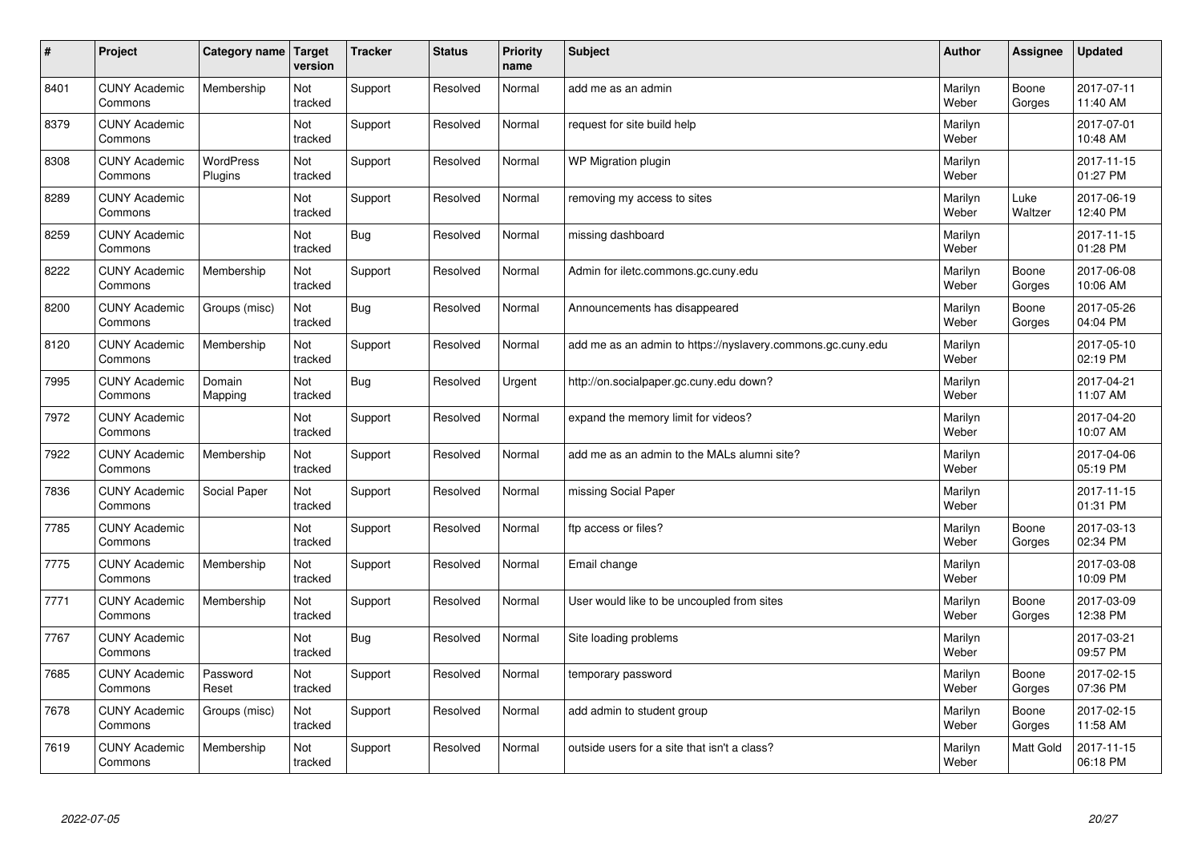| # | Project | Category name | Target version | Tracker | Status | Priority name | Subject | Author | Assignee | Updated |
|---|---|---|---|---|---|---|---|---|---|---|
| 8401 | CUNY Academic Commons | Membership | Not tracked | Support | Resolved | Normal | add me as an admin | Marilyn Weber | Boone Gorges | 2017-07-11 11:40 AM |
| 8379 | CUNY Academic Commons | | Not tracked | Support | Resolved | Normal | request for site build help | Marilyn Weber | | 2017-07-01 10:48 AM |
| 8308 | CUNY Academic Commons | WordPress Plugins | Not tracked | Support | Resolved | Normal | WP Migration plugin | Marilyn Weber | | 2017-11-15 01:27 PM |
| 8289 | CUNY Academic Commons | | Not tracked | Support | Resolved | Normal | removing my access to sites | Marilyn Weber | Luke Waltzer | 2017-06-19 12:40 PM |
| 8259 | CUNY Academic Commons | | Not tracked | Bug | Resolved | Normal | missing dashboard | Marilyn Weber | | 2017-11-15 01:28 PM |
| 8222 | CUNY Academic Commons | Membership | Not tracked | Support | Resolved | Normal | Admin for iletc.commons.gc.cuny.edu | Marilyn Weber | Boone Gorges | 2017-06-08 10:06 AM |
| 8200 | CUNY Academic Commons | Groups (misc) | Not tracked | Bug | Resolved | Normal | Announcements has disappeared | Marilyn Weber | Boone Gorges | 2017-05-26 04:04 PM |
| 8120 | CUNY Academic Commons | Membership | Not tracked | Support | Resolved | Normal | add me as an admin to https://nyslavery.commons.gc.cuny.edu | Marilyn Weber | | 2017-05-10 02:19 PM |
| 7995 | CUNY Academic Commons | Domain Mapping | Not tracked | Bug | Resolved | Urgent | http://on.socialpaper.gc.cuny.edu down? | Marilyn Weber | | 2017-04-21 11:07 AM |
| 7972 | CUNY Academic Commons | | Not tracked | Support | Resolved | Normal | expand the memory limit for videos? | Marilyn Weber | | 2017-04-20 10:07 AM |
| 7922 | CUNY Academic Commons | Membership | Not tracked | Support | Resolved | Normal | add me as an admin to the MALs alumni site? | Marilyn Weber | | 2017-04-06 05:19 PM |
| 7836 | CUNY Academic Commons | Social Paper | Not tracked | Support | Resolved | Normal | missing Social Paper | Marilyn Weber | | 2017-11-15 01:31 PM |
| 7785 | CUNY Academic Commons | | Not tracked | Support | Resolved | Normal | ftp access or files? | Marilyn Weber | Boone Gorges | 2017-03-13 02:34 PM |
| 7775 | CUNY Academic Commons | Membership | Not tracked | Support | Resolved | Normal | Email change | Marilyn Weber | | 2017-03-08 10:09 PM |
| 7771 | CUNY Academic Commons | Membership | Not tracked | Support | Resolved | Normal | User would like to be uncoupled from sites | Marilyn Weber | Boone Gorges | 2017-03-09 12:38 PM |
| 7767 | CUNY Academic Commons | | Not tracked | Bug | Resolved | Normal | Site loading problems | Marilyn Weber | | 2017-03-21 09:57 PM |
| 7685 | CUNY Academic Commons | Password Reset | Not tracked | Support | Resolved | Normal | temporary password | Marilyn Weber | Boone Gorges | 2017-02-15 07:36 PM |
| 7678 | CUNY Academic Commons | Groups (misc) | Not tracked | Support | Resolved | Normal | add admin to student group | Marilyn Weber | Boone Gorges | 2017-02-15 11:58 AM |
| 7619 | CUNY Academic Commons | Membership | Not tracked | Support | Resolved | Normal | outside users for a site that isn't a class? | Marilyn Weber | Matt Gold | 2017-11-15 06:18 PM |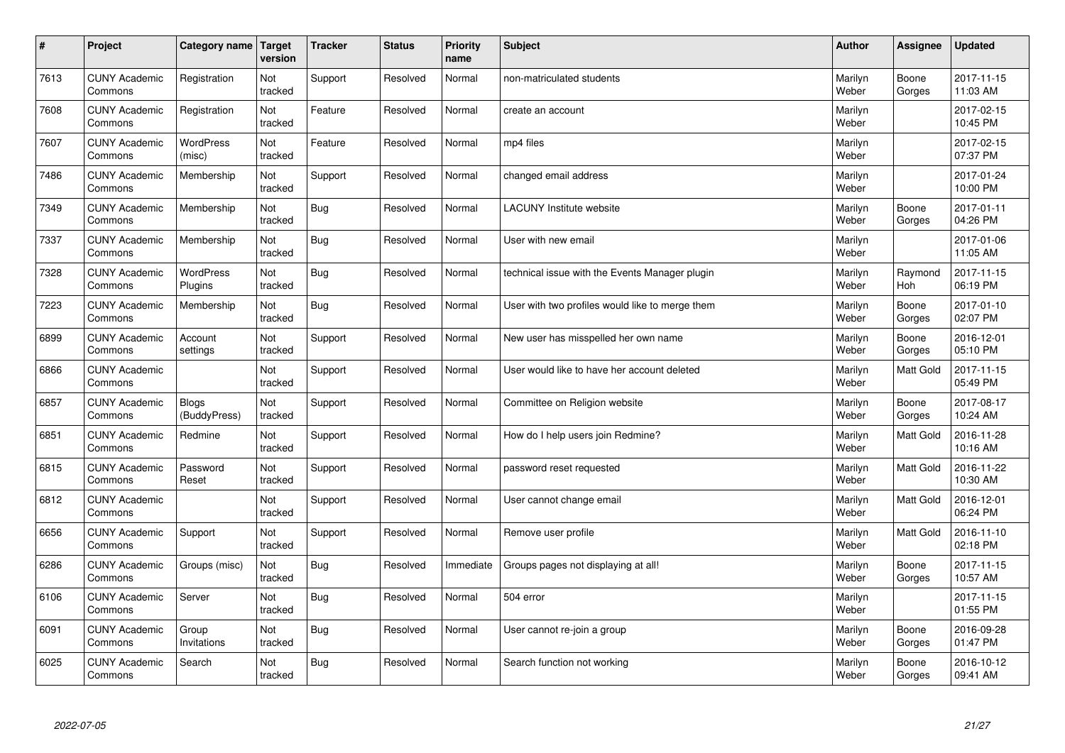| # | Project | Category name | Target version | Tracker | Status | Priority name | Subject | Author | Assignee | Updated |
|---|---|---|---|---|---|---|---|---|---|---|
| 7613 | CUNY Academic Commons | Registration | Not tracked | Support | Resolved | Normal | non-matriculated students | Marilyn Weber | Boone Gorges | 2017-11-15 11:03 AM |
| 7608 | CUNY Academic Commons | Registration | Not tracked | Feature | Resolved | Normal | create an account | Marilyn Weber | | 2017-02-15 10:45 PM |
| 7607 | CUNY Academic Commons | WordPress (misc) | Not tracked | Feature | Resolved | Normal | mp4 files | Marilyn Weber | | 2017-02-15 07:37 PM |
| 7486 | CUNY Academic Commons | Membership | Not tracked | Support | Resolved | Normal | changed email address | Marilyn Weber | | 2017-01-24 10:00 PM |
| 7349 | CUNY Academic Commons | Membership | Not tracked | Bug | Resolved | Normal | LACUNY Institute website | Marilyn Weber | Boone Gorges | 2017-01-11 04:26 PM |
| 7337 | CUNY Academic Commons | Membership | Not tracked | Bug | Resolved | Normal | User with new email | Marilyn Weber | | 2017-01-06 11:05 AM |
| 7328 | CUNY Academic Commons | WordPress Plugins | Not tracked | Bug | Resolved | Normal | technical issue with the Events Manager plugin | Marilyn Weber | Raymond Hoh | 2017-11-15 06:19 PM |
| 7223 | CUNY Academic Commons | Membership | Not tracked | Bug | Resolved | Normal | User with two profiles would like to merge them | Marilyn Weber | Boone Gorges | 2017-01-10 02:07 PM |
| 6899 | CUNY Academic Commons | Account settings | Not tracked | Support | Resolved | Normal | New user has misspelled her own name | Marilyn Weber | Boone Gorges | 2016-12-01 05:10 PM |
| 6866 | CUNY Academic Commons | | Not tracked | Support | Resolved | Normal | User would like to have her account deleted | Marilyn Weber | Matt Gold | 2017-11-15 05:49 PM |
| 6857 | CUNY Academic Commons | Blogs (BuddyPress) | Not tracked | Support | Resolved | Normal | Committee on Religion website | Marilyn Weber | Boone Gorges | 2017-08-17 10:24 AM |
| 6851 | CUNY Academic Commons | Redmine | Not tracked | Support | Resolved | Normal | How do I help users join Redmine? | Marilyn Weber | Matt Gold | 2016-11-28 10:16 AM |
| 6815 | CUNY Academic Commons | Password Reset | Not tracked | Support | Resolved | Normal | password reset requested | Marilyn Weber | Matt Gold | 2016-11-22 10:30 AM |
| 6812 | CUNY Academic Commons | | Not tracked | Support | Resolved | Normal | User cannot change email | Marilyn Weber | Matt Gold | 2016-12-01 06:24 PM |
| 6656 | CUNY Academic Commons | Support | Not tracked | Support | Resolved | Normal | Remove user profile | Marilyn Weber | Matt Gold | 2016-11-10 02:18 PM |
| 6286 | CUNY Academic Commons | Groups (misc) | Not tracked | Bug | Resolved | Immediate | Groups pages not displaying at all! | Marilyn Weber | Boone Gorges | 2017-11-15 10:57 AM |
| 6106 | CUNY Academic Commons | Server | Not tracked | Bug | Resolved | Normal | 504 error | Marilyn Weber | | 2017-11-15 01:55 PM |
| 6091 | CUNY Academic Commons | Group Invitations | Not tracked | Bug | Resolved | Normal | User cannot re-join a group | Marilyn Weber | Boone Gorges | 2016-09-28 01:47 PM |
| 6025 | CUNY Academic Commons | Search | Not tracked | Bug | Resolved | Normal | Search function not working | Marilyn Weber | Boone Gorges | 2016-10-12 09:41 AM |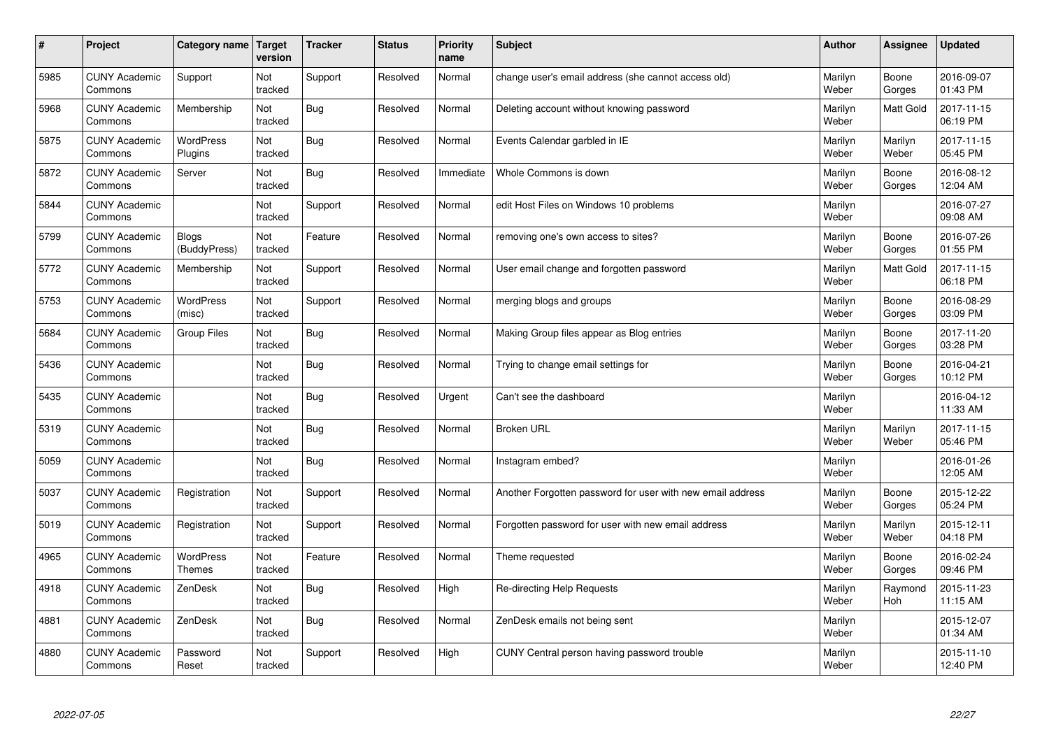| # | Project | Category name | Target version | Tracker | Status | Priority name | Subject | Author | Assignee | Updated |
|---|---|---|---|---|---|---|---|---|---|---|
| 5985 | CUNY Academic Commons | Support | Not tracked | Support | Resolved | Normal | change user's email address (she cannot access old) | Marilyn Weber | Boone Gorges | 2016-09-07 01:43 PM |
| 5968 | CUNY Academic Commons | Membership | Not tracked | Bug | Resolved | Normal | Deleting account without knowing password | Marilyn Weber | Matt Gold | 2017-11-15 06:19 PM |
| 5875 | CUNY Academic Commons | WordPress Plugins | Not tracked | Bug | Resolved | Normal | Events Calendar garbled in IE | Marilyn Weber | Marilyn Weber | 2017-11-15 05:45 PM |
| 5872 | CUNY Academic Commons | Server | Not tracked | Bug | Resolved | Immediate | Whole Commons is down | Marilyn Weber | Boone Gorges | 2016-08-12 12:04 AM |
| 5844 | CUNY Academic Commons | | Not tracked | Support | Resolved | Normal | edit Host Files on Windows 10 problems | Marilyn Weber | | 2016-07-27 09:08 AM |
| 5799 | CUNY Academic Commons | Blogs (BuddyPress) | Not tracked | Feature | Resolved | Normal | removing one's own access to sites? | Marilyn Weber | Boone Gorges | 2016-07-26 01:55 PM |
| 5772 | CUNY Academic Commons | Membership | Not tracked | Support | Resolved | Normal | User email change and forgotten password | Marilyn Weber | Matt Gold | 2017-11-15 06:18 PM |
| 5753 | CUNY Academic Commons | WordPress (misc) | Not tracked | Support | Resolved | Normal | merging blogs and groups | Marilyn Weber | Boone Gorges | 2016-08-29 03:09 PM |
| 5684 | CUNY Academic Commons | Group Files | Not tracked | Bug | Resolved | Normal | Making Group files appear as Blog entries | Marilyn Weber | Boone Gorges | 2017-11-20 03:28 PM |
| 5436 | CUNY Academic Commons | | Not tracked | Bug | Resolved | Normal | Trying to change email settings for | Marilyn Weber | Boone Gorges | 2016-04-21 10:12 PM |
| 5435 | CUNY Academic Commons | | Not tracked | Bug | Resolved | Urgent | Can't see the dashboard | Marilyn Weber | | 2016-04-12 11:33 AM |
| 5319 | CUNY Academic Commons | | Not tracked | Bug | Resolved | Normal | Broken URL | Marilyn Weber | Marilyn Weber | 2017-11-15 05:46 PM |
| 5059 | CUNY Academic Commons | | Not tracked | Bug | Resolved | Normal | Instagram embed? | Marilyn Weber | | 2016-01-26 12:05 AM |
| 5037 | CUNY Academic Commons | Registration | Not tracked | Support | Resolved | Normal | Another Forgotten password for user with new email address | Marilyn Weber | Boone Gorges | 2015-12-22 05:24 PM |
| 5019 | CUNY Academic Commons | Registration | Not tracked | Support | Resolved | Normal | Forgotten password for user with new email address | Marilyn Weber | Marilyn Weber | 2015-12-11 04:18 PM |
| 4965 | CUNY Academic Commons | WordPress Themes | Not tracked | Feature | Resolved | Normal | Theme requested | Marilyn Weber | Boone Gorges | 2016-02-24 09:46 PM |
| 4918 | CUNY Academic Commons | ZenDesk | Not tracked | Bug | Resolved | High | Re-directing Help Requests | Marilyn Weber | Raymond Hoh | 2015-11-23 11:15 AM |
| 4881 | CUNY Academic Commons | ZenDesk | Not tracked | Bug | Resolved | Normal | ZenDesk emails not being sent | Marilyn Weber | | 2015-12-07 01:34 AM |
| 4880 | CUNY Academic Commons | Password Reset | Not tracked | Support | Resolved | High | CUNY Central person having password trouble | Marilyn Weber | | 2015-11-10 12:40 PM |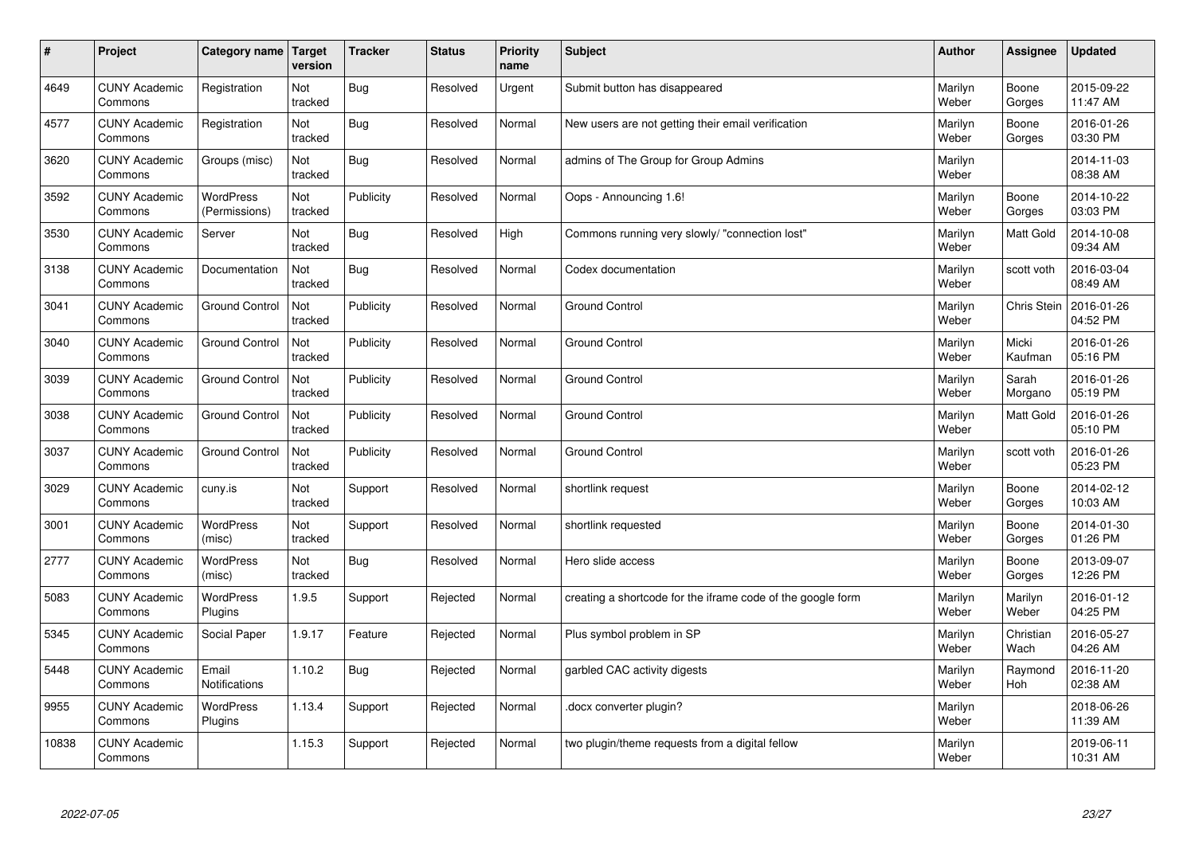| # | Project | Category name | Target version | Tracker | Status | Priority name | Subject | Author | Assignee | Updated |
|---|---|---|---|---|---|---|---|---|---|---|
| 4649 | CUNY Academic Commons | Registration | Not tracked | Bug | Resolved | Urgent | Submit button has disappeared | Marilyn Weber | Boone Gorges | 2015-09-22 11:47 AM |
| 4577 | CUNY Academic Commons | Registration | Not tracked | Bug | Resolved | Normal | New users are not getting their email verification | Marilyn Weber | Boone Gorges | 2016-01-26 03:30 PM |
| 3620 | CUNY Academic Commons | Groups (misc) | Not tracked | Bug | Resolved | Normal | admins of The Group for Group Admins | Marilyn Weber | | 2014-11-03 08:38 AM |
| 3592 | CUNY Academic Commons | WordPress (Permissions) | Not tracked | Publicity | Resolved | Normal | Oops - Announcing 1.6! | Marilyn Weber | Boone Gorges | 2014-10-22 03:03 PM |
| 3530 | CUNY Academic Commons | Server | Not tracked | Bug | Resolved | High | Commons running very slowly/ "connection lost" | Marilyn Weber | Matt Gold | 2014-10-08 09:34 AM |
| 3138 | CUNY Academic Commons | Documentation | Not tracked | Bug | Resolved | Normal | Codex documentation | Marilyn Weber | scott voth | 2016-03-04 08:49 AM |
| 3041 | CUNY Academic Commons | Ground Control | Not tracked | Publicity | Resolved | Normal | Ground Control | Marilyn Weber | Chris Stein | 2016-01-26 04:52 PM |
| 3040 | CUNY Academic Commons | Ground Control | Not tracked | Publicity | Resolved | Normal | Ground Control | Marilyn Weber | Micki Kaufman | 2016-01-26 05:16 PM |
| 3039 | CUNY Academic Commons | Ground Control | Not tracked | Publicity | Resolved | Normal | Ground Control | Marilyn Weber | Sarah Morgano | 2016-01-26 05:19 PM |
| 3038 | CUNY Academic Commons | Ground Control | Not tracked | Publicity | Resolved | Normal | Ground Control | Marilyn Weber | Matt Gold | 2016-01-26 05:10 PM |
| 3037 | CUNY Academic Commons | Ground Control | Not tracked | Publicity | Resolved | Normal | Ground Control | Marilyn Weber | scott voth | 2016-01-26 05:23 PM |
| 3029 | CUNY Academic Commons | cuny.is | Not tracked | Support | Resolved | Normal | shortlink request | Marilyn Weber | Boone Gorges | 2014-02-12 10:03 AM |
| 3001 | CUNY Academic Commons | WordPress (misc) | Not tracked | Support | Resolved | Normal | shortlink requested | Marilyn Weber | Boone Gorges | 2014-01-30 01:26 PM |
| 2777 | CUNY Academic Commons | WordPress (misc) | Not tracked | Bug | Resolved | Normal | Hero slide access | Marilyn Weber | Boone Gorges | 2013-09-07 12:26 PM |
| 5083 | CUNY Academic Commons | WordPress Plugins | 1.9.5 | Support | Rejected | Normal | creating a shortcode for the iframe code of the google form | Marilyn Weber | Marilyn Weber | 2016-01-12 04:25 PM |
| 5345 | CUNY Academic Commons | Social Paper | 1.9.17 | Feature | Rejected | Normal | Plus symbol problem in SP | Marilyn Weber | Christian Wach | 2016-05-27 04:26 AM |
| 5448 | CUNY Academic Commons | Email Notifications | 1.10.2 | Bug | Rejected | Normal | garbled CAC activity digests | Marilyn Weber | Raymond Hoh | 2016-11-20 02:38 AM |
| 9955 | CUNY Academic Commons | WordPress Plugins | 1.13.4 | Support | Rejected | Normal | .docx converter plugin? | Marilyn Weber | | 2018-06-26 11:39 AM |
| 10838 | CUNY Academic Commons | | 1.15.3 | Support | Rejected | Normal | two plugin/theme requests from a digital fellow | Marilyn Weber | | 2019-06-11 10:31 AM |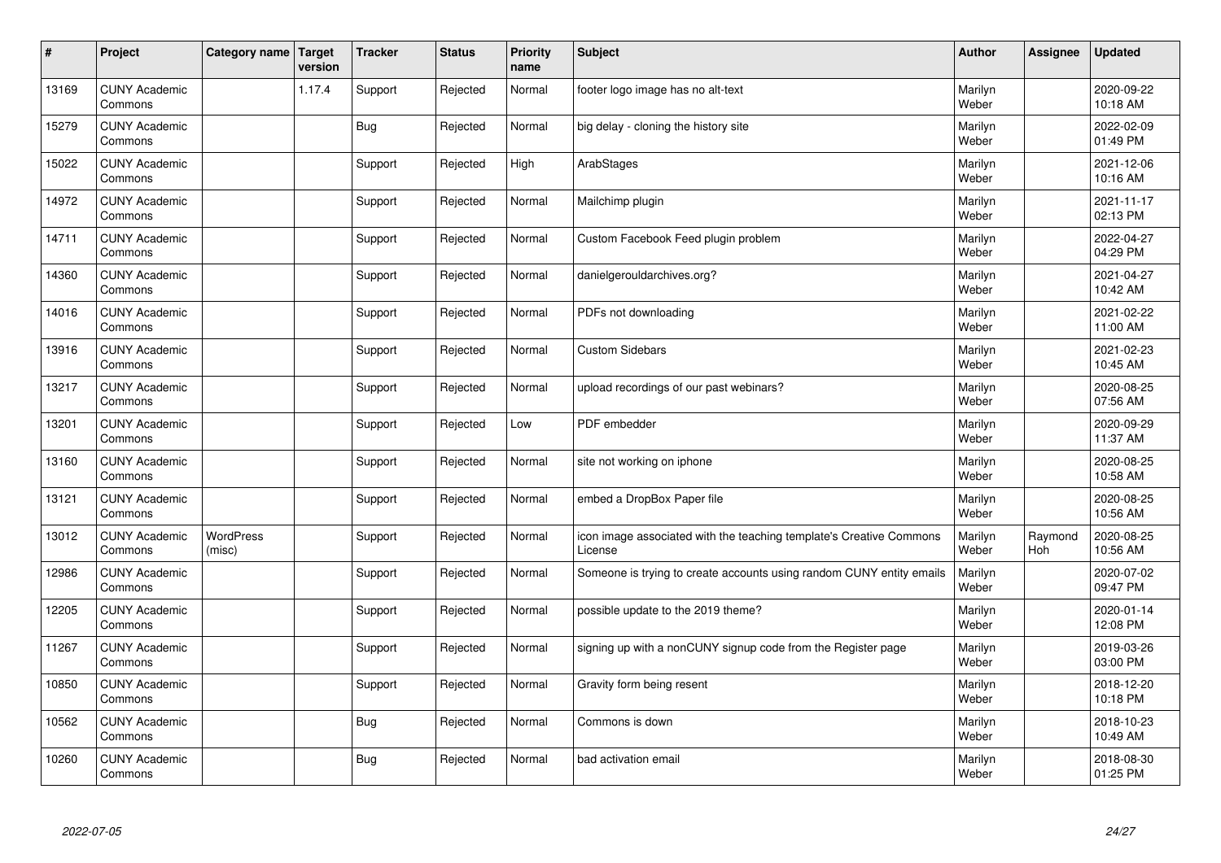| # | Project | Category name | Target version | Tracker | Status | Priority name | Subject | Author | Assignee | Updated |
|---|---|---|---|---|---|---|---|---|---|---|
| 13169 | CUNY Academic Commons | | 1.17.4 | Support | Rejected | Normal | footer logo image has no alt-text | Marilyn Weber | | 2020-09-22 10:18 AM |
| 15279 | CUNY Academic Commons | | | Bug | Rejected | Normal | big delay - cloning the history site | Marilyn Weber | | 2022-02-09 01:49 PM |
| 15022 | CUNY Academic Commons | | | Support | Rejected | High | ArabStages | Marilyn Weber | | 2021-12-06 10:16 AM |
| 14972 | CUNY Academic Commons | | | Support | Rejected | Normal | Mailchimp plugin | Marilyn Weber | | 2021-11-17 02:13 PM |
| 14711 | CUNY Academic Commons | | | Support | Rejected | Normal | Custom Facebook Feed plugin problem | Marilyn Weber | | 2022-04-27 04:29 PM |
| 14360 | CUNY Academic Commons | | | Support | Rejected | Normal | danielgerouldarchives.org? | Marilyn Weber | | 2021-04-27 10:42 AM |
| 14016 | CUNY Academic Commons | | | Support | Rejected | Normal | PDFs not downloading | Marilyn Weber | | 2021-02-22 11:00 AM |
| 13916 | CUNY Academic Commons | | | Support | Rejected | Normal | Custom Sidebars | Marilyn Weber | | 2021-02-23 10:45 AM |
| 13217 | CUNY Academic Commons | | | Support | Rejected | Normal | upload recordings of our past webinars? | Marilyn Weber | | 2020-08-25 07:56 AM |
| 13201 | CUNY Academic Commons | | | Support | Rejected | Low | PDF embedder | Marilyn Weber | | 2020-09-29 11:37 AM |
| 13160 | CUNY Academic Commons | | | Support | Rejected | Normal | site not working on iphone | Marilyn Weber | | 2020-08-25 10:58 AM |
| 13121 | CUNY Academic Commons | | | Support | Rejected | Normal | embed a DropBox Paper file | Marilyn Weber | | 2020-08-25 10:56 AM |
| 13012 | CUNY Academic Commons | WordPress (misc) | | Support | Rejected | Normal | icon image associated with the teaching template's Creative Commons License | Marilyn Weber | Raymond Hoh | 2020-08-25 10:56 AM |
| 12986 | CUNY Academic Commons | | | Support | Rejected | Normal | Someone is trying to create accounts using random CUNY entity emails | Marilyn Weber | | 2020-07-02 09:47 PM |
| 12205 | CUNY Academic Commons | | | Support | Rejected | Normal | possible update to the 2019 theme? | Marilyn Weber | | 2020-01-14 12:08 PM |
| 11267 | CUNY Academic Commons | | | Support | Rejected | Normal | signing up with a nonCUNY signup code from the Register page | Marilyn Weber | | 2019-03-26 03:00 PM |
| 10850 | CUNY Academic Commons | | | Support | Rejected | Normal | Gravity form being resent | Marilyn Weber | | 2018-12-20 10:18 PM |
| 10562 | CUNY Academic Commons | | | Bug | Rejected | Normal | Commons is down | Marilyn Weber | | 2018-10-23 10:49 AM |
| 10260 | CUNY Academic Commons | | | Bug | Rejected | Normal | bad activation email | Marilyn Weber | | 2018-08-30 01:25 PM |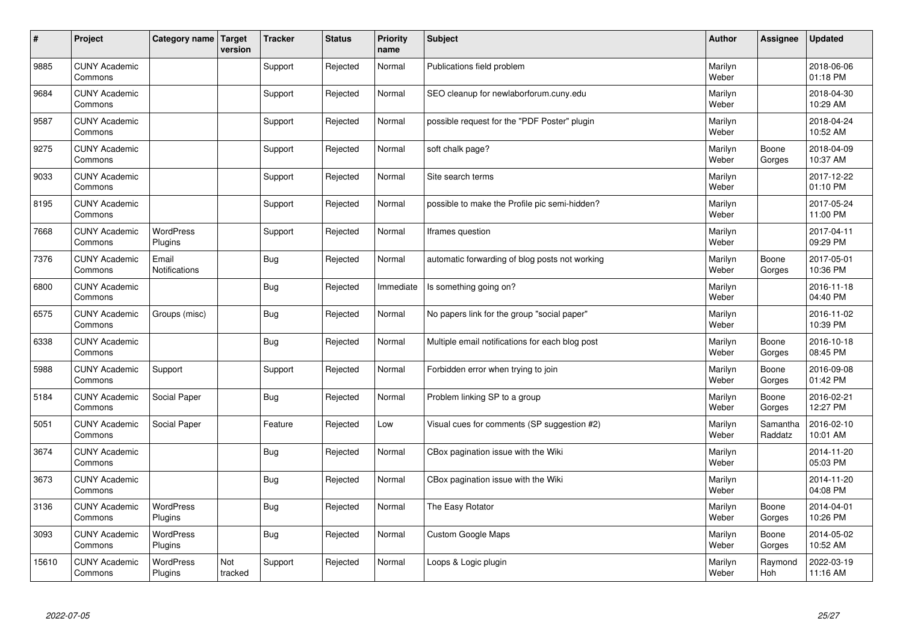| # | Project | Category name | Target version | Tracker | Status | Priority name | Subject | Author | Assignee | Updated |
|---|---|---|---|---|---|---|---|---|---|---|
| 9885 | CUNY Academic Commons | | | Support | Rejected | Normal | Publications field problem | Marilyn Weber | | 2018-06-06 01:18 PM |
| 9684 | CUNY Academic Commons | | | Support | Rejected | Normal | SEO cleanup for newlaborforum.cuny.edu | Marilyn Weber | | 2018-04-30 10:29 AM |
| 9587 | CUNY Academic Commons | | | Support | Rejected | Normal | possible request for the "PDF Poster" plugin | Marilyn Weber | | 2018-04-24 10:52 AM |
| 9275 | CUNY Academic Commons | | | Support | Rejected | Normal | soft chalk page? | Marilyn Weber | Boone Gorges | 2018-04-09 10:37 AM |
| 9033 | CUNY Academic Commons | | | Support | Rejected | Normal | Site search terms | Marilyn Weber | | 2017-12-22 01:10 PM |
| 8195 | CUNY Academic Commons | | | Support | Rejected | Normal | possible to make the Profile pic semi-hidden? | Marilyn Weber | | 2017-05-24 11:00 PM |
| 7668 | CUNY Academic Commons | WordPress Plugins | | Support | Rejected | Normal | Iframes question | Marilyn Weber | | 2017-04-11 09:29 PM |
| 7376 | CUNY Academic Commons | Email Notifications | | Bug | Rejected | Normal | automatic forwarding of blog posts not working | Marilyn Weber | Boone Gorges | 2017-05-01 10:36 PM |
| 6800 | CUNY Academic Commons | | | Bug | Rejected | Immediate | Is something going on? | Marilyn Weber | | 2016-11-18 04:40 PM |
| 6575 | CUNY Academic Commons | Groups (misc) | | Bug | Rejected | Normal | No papers link for the group "social paper" | Marilyn Weber | | 2016-11-02 10:39 PM |
| 6338 | CUNY Academic Commons | | | Bug | Rejected | Normal | Multiple email notifications for each blog post | Marilyn Weber | Boone Gorges | 2016-10-18 08:45 PM |
| 5988 | CUNY Academic Commons | Support | | Support | Rejected | Normal | Forbidden error when trying to join | Marilyn Weber | Boone Gorges | 2016-09-08 01:42 PM |
| 5184 | CUNY Academic Commons | Social Paper | | Bug | Rejected | Normal | Problem linking SP to a group | Marilyn Weber | Boone Gorges | 2016-02-21 12:27 PM |
| 5051 | CUNY Academic Commons | Social Paper | | Feature | Rejected | Low | Visual cues for comments (SP suggestion #2) | Marilyn Weber | Samantha Raddatz | 2016-02-10 10:01 AM |
| 3674 | CUNY Academic Commons | | | Bug | Rejected | Normal | CBox pagination issue with the Wiki | Marilyn Weber | | 2014-11-20 05:03 PM |
| 3673 | CUNY Academic Commons | | | Bug | Rejected | Normal | CBox pagination issue with the Wiki | Marilyn Weber | | 2014-11-20 04:08 PM |
| 3136 | CUNY Academic Commons | WordPress Plugins | | Bug | Rejected | Normal | The Easy Rotator | Marilyn Weber | Boone Gorges | 2014-04-01 10:26 PM |
| 3093 | CUNY Academic Commons | WordPress Plugins | | Bug | Rejected | Normal | Custom Google Maps | Marilyn Weber | Boone Gorges | 2014-05-02 10:52 AM |
| 15610 | CUNY Academic Commons | WordPress Plugins | Not tracked | Support | Rejected | Normal | Loops & Logic plugin | Marilyn Weber | Raymond Hoh | 2022-03-19 11:16 AM |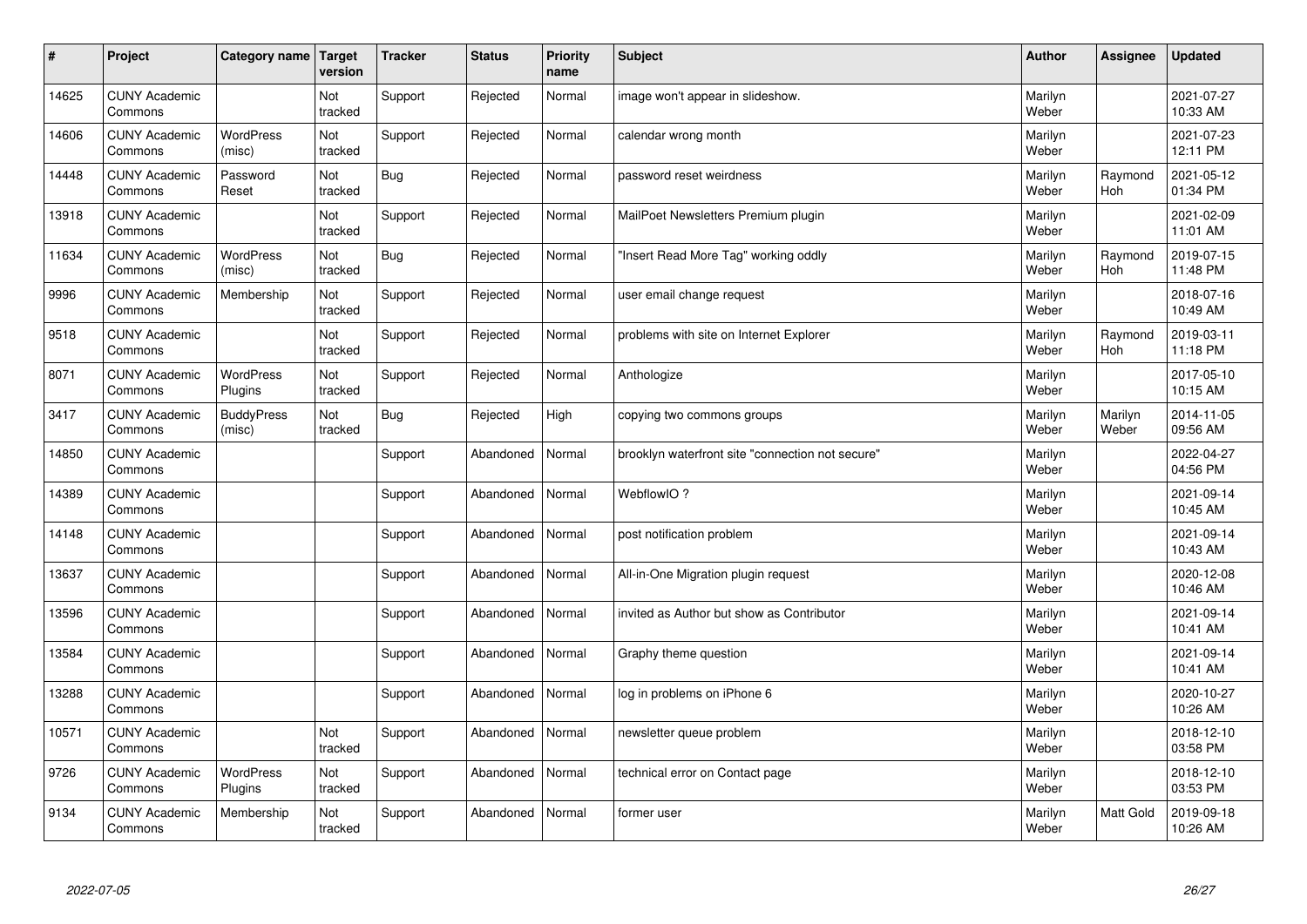| # | Project | Category name | Target version | Tracker | Status | Priority name | Subject | Author | Assignee | Updated |
|---|---|---|---|---|---|---|---|---|---|---|
| 14625 | CUNY Academic Commons | | Not tracked | Support | Rejected | Normal | image won't appear in slideshow. | Marilyn Weber | | 2021-07-27 10:33 AM |
| 14606 | CUNY Academic Commons | WordPress (misc) | Not tracked | Support | Rejected | Normal | calendar wrong month | Marilyn Weber | | 2021-07-23 12:11 PM |
| 14448 | CUNY Academic Commons | Password Reset | Not tracked | Bug | Rejected | Normal | password reset weirdness | Marilyn Weber | Raymond Hoh | 2021-05-12 01:34 PM |
| 13918 | CUNY Academic Commons | | Not tracked | Support | Rejected | Normal | MailPoet Newsletters Premium plugin | Marilyn Weber | | 2021-02-09 11:01 AM |
| 11634 | CUNY Academic Commons | WordPress (misc) | Not tracked | Bug | Rejected | Normal | "Insert Read More Tag" working oddly | Marilyn Weber | Raymond Hoh | 2019-07-15 11:48 PM |
| 9996 | CUNY Academic Commons | Membership | Not tracked | Support | Rejected | Normal | user email change request | Marilyn Weber | | 2018-07-16 10:49 AM |
| 9518 | CUNY Academic Commons | | Not tracked | Support | Rejected | Normal | problems with site on Internet Explorer | Marilyn Weber | Raymond Hoh | 2019-03-11 11:18 PM |
| 8071 | CUNY Academic Commons | WordPress Plugins | Not tracked | Support | Rejected | Normal | Anthologize | Marilyn Weber | | 2017-05-10 10:15 AM |
| 3417 | CUNY Academic Commons | BuddyPress (misc) | Not tracked | Bug | Rejected | High | copying two commons groups | Marilyn Weber | Marilyn Weber | 2014-11-05 09:56 AM |
| 14850 | CUNY Academic Commons | | | Support | Abandoned | Normal | brooklyn waterfront site "connection not secure" | Marilyn Weber | | 2022-04-27 04:56 PM |
| 14389 | CUNY Academic Commons | | | Support | Abandoned | Normal | WebflowIO ? | Marilyn Weber | | 2021-09-14 10:45 AM |
| 14148 | CUNY Academic Commons | | | Support | Abandoned | Normal | post notification problem | Marilyn Weber | | 2021-09-14 10:43 AM |
| 13637 | CUNY Academic Commons | | | Support | Abandoned | Normal | All-in-One Migration plugin request | Marilyn Weber | | 2020-12-08 10:46 AM |
| 13596 | CUNY Academic Commons | | | Support | Abandoned | Normal | invited as Author but show as Contributor | Marilyn Weber | | 2021-09-14 10:41 AM |
| 13584 | CUNY Academic Commons | | | Support | Abandoned | Normal | Graphy theme question | Marilyn Weber | | 2021-09-14 10:41 AM |
| 13288 | CUNY Academic Commons | | | Support | Abandoned | Normal | log in problems on iPhone 6 | Marilyn Weber | | 2020-10-27 10:26 AM |
| 10571 | CUNY Academic Commons | | Not tracked | Support | Abandoned | Normal | newsletter queue problem | Marilyn Weber | | 2018-12-10 03:58 PM |
| 9726 | CUNY Academic Commons | WordPress Plugins | Not tracked | Support | Abandoned | Normal | technical error on Contact page | Marilyn Weber | | 2018-12-10 03:53 PM |
| 9134 | CUNY Academic Commons | Membership | Not tracked | Support | Abandoned | Normal | former user | Marilyn Weber | Matt Gold | 2019-09-18 10:26 AM |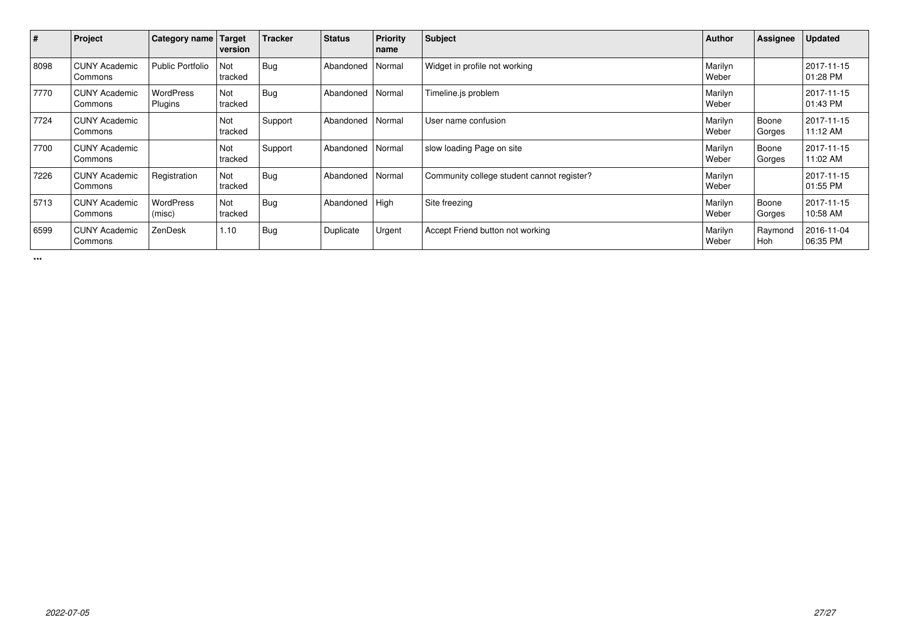| # | Project | Category name | Target version | Tracker | Status | Priority name | Subject | Author | Assignee | Updated |
|---|---|---|---|---|---|---|---|---|---|---|
| 8098 | CUNY Academic Commons | Public Portfolio | Not tracked | Bug | Abandoned | Normal | Widget in profile not working | Marilyn Weber | | 2017-11-15 01:28 PM |
| 7770 | CUNY Academic Commons | WordPress Plugins | Not tracked | Bug | Abandoned | Normal | Timeline.js problem | Marilyn Weber | | 2017-11-15 01:43 PM |
| 7724 | CUNY Academic Commons | | Not tracked | Support | Abandoned | Normal | User name confusion | Marilyn Weber | Boone Gorges | 2017-11-15 11:12 AM |
| 7700 | CUNY Academic Commons | | Not tracked | Support | Abandoned | Normal | slow loading Page on site | Marilyn Weber | Boone Gorges | 2017-11-15 11:02 AM |
| 7226 | CUNY Academic Commons | Registration | Not tracked | Bug | Abandoned | Normal | Community college student cannot register? | Marilyn Weber | | 2017-11-15 01:55 PM |
| 5713 | CUNY Academic Commons | WordPress (misc) | Not tracked | Bug | Abandoned | High | Site freezing | Marilyn Weber | Boone Gorges | 2017-11-15 10:58 AM |
| 6599 | CUNY Academic Commons | ZenDesk | 1.10 | Bug | Duplicate | Urgent | Accept Friend button not working | Marilyn Weber | Raymond Hoh | 2016-11-04 06:35 PM |

...